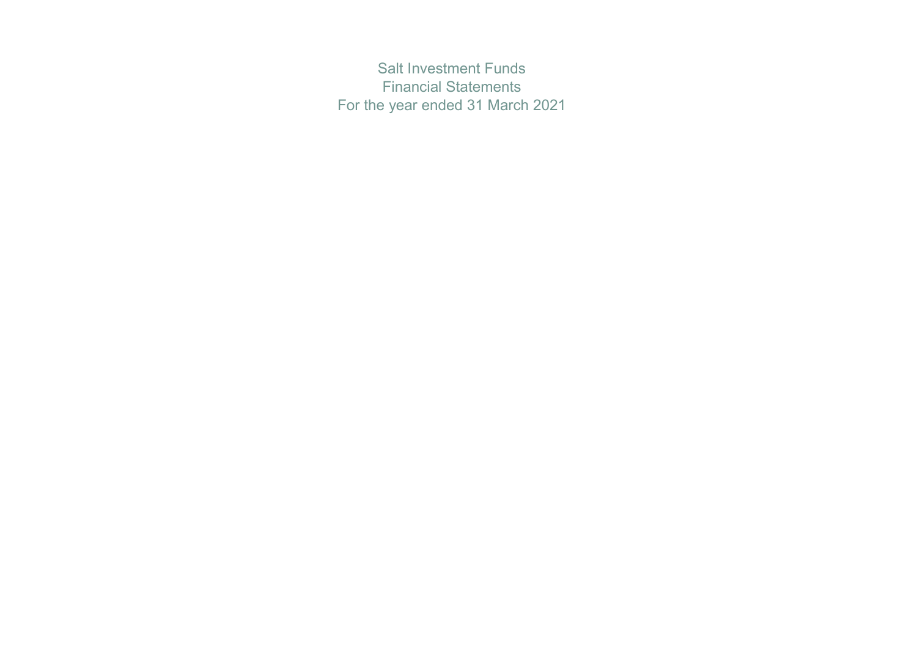# Salt Investment Funds

## Financial Statements

## For the year ended 31 March 2021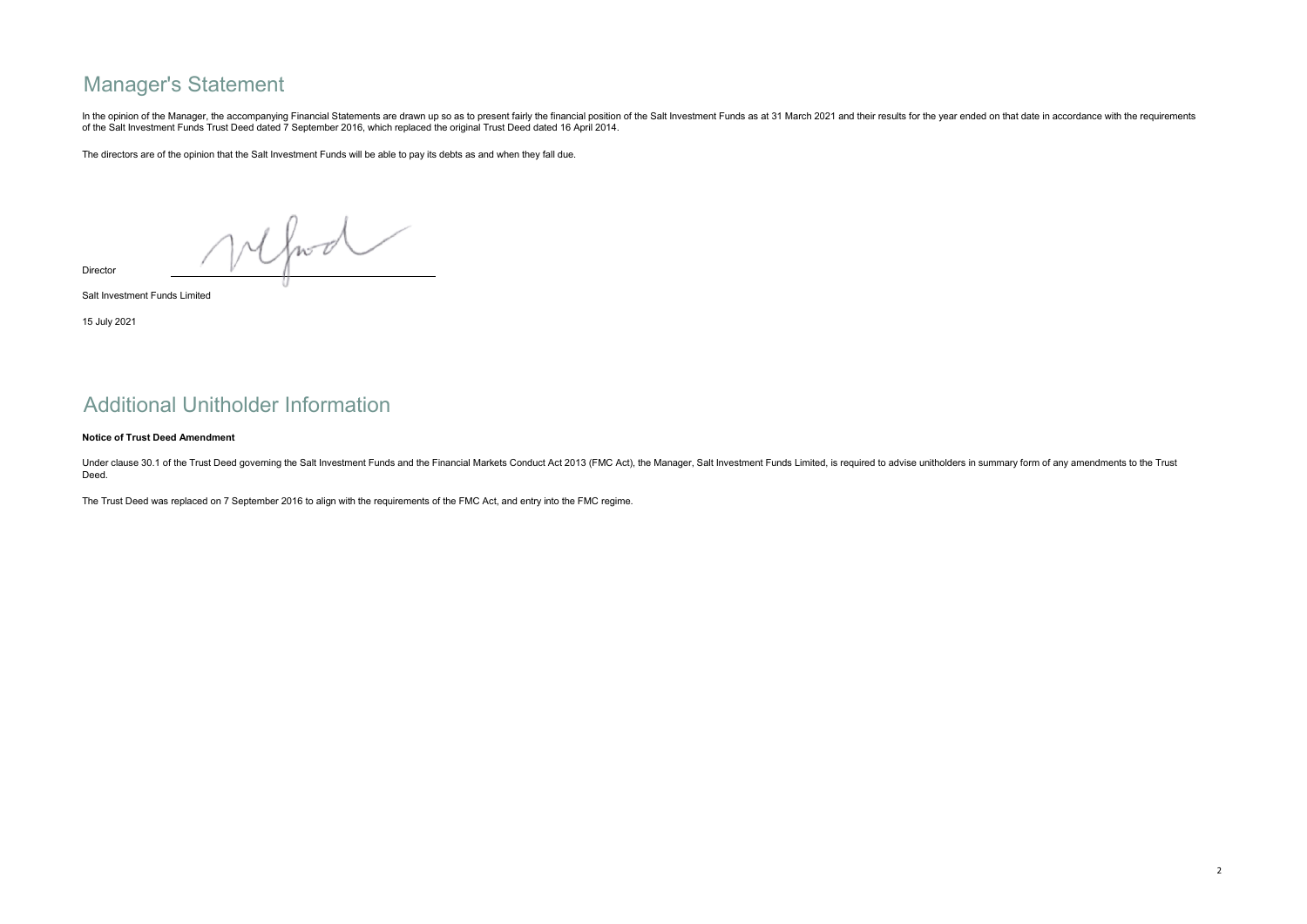# Manager's Statement

In the opinion of the Manager, the accompanying Financial Statements are drawn up so as to present fairly the financial position of the Salt Investment Funds as at 31 March 2021 and their results for the year ended on that date in accordance with the requirements of the Salt Investment Funds Trust Deed dated 7 September 2016, which replaced the original Trust Deed dated 16 April 2014.

The directors are of the opinion that the Salt Investment Funds will be able to pay its debts as and when they fall due.

Director

Salt Investment Funds Limited

15 July 2021

# Additional Unitholder Information

**Notice of Trust Deed Amendment**

Under clause 30.1 of the Trust Deed governing the Salt Investment Funds and the Financial Markets Conduct Act 2013 (FMC Act), the Manager, Salt Investment Funds Limited, is required to advise unitholders in summary form of any amendments to the Trust Deed.

The Trust Deed was replaced on 7 September 2016 to align with the requirements of the FMC Act, and entry into the FMC regime.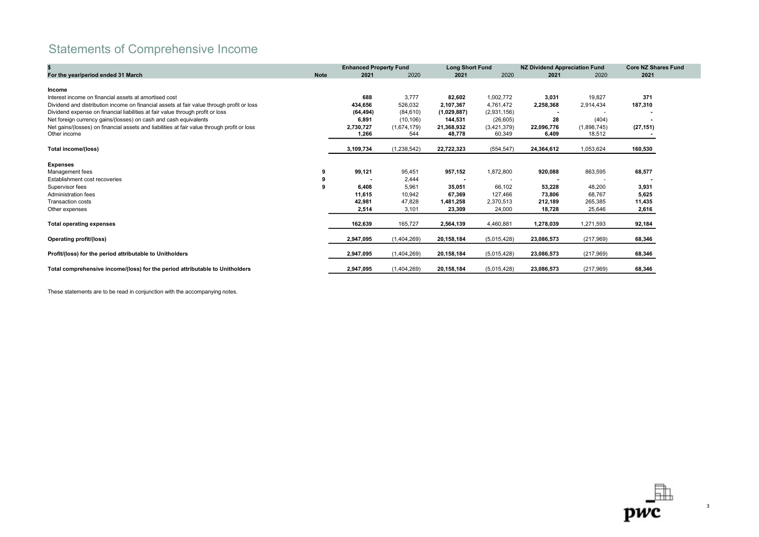# Statements of Comprehensive Income

| $ | | Enhanced Property Fund | | Long Short Fund | | NZ Dividend Appreciation Fund | | Core NZ Shares Fund |
|---|---|---|---|---|---|---|---|---|
| For the year/period ended 31 March | Note | 2021 | 2020 | 2021 | 2020 | 2021 | 2020 | 2021 |
| **Income** | | | | | | | | |
| Interest income on financial assets at amortised cost | | **688** | 3,777 | **82,602** | 1,002,772 | **3,031** | 19,827 | **371** |
| Dividend and distribution income on financial assets at fair value through profit or loss | | **434,656** | 526,032 | **2,107,367** | 4,761,472 | **2,258,368** | 2,914,434 | **187,310** |
| Dividend expense on financial liabilities at fair value through profit or loss | | **(64,494)** | (84,610) | **(1,029,887)** | (2,931,156) | **-** | - | **-** |
| Net foreign currency gains/(losses) on cash and cash equivalents | | **6,891** | (10,106) | **144,531** | (26,605) | **28** | (404) | **-** |
| Net gains/(losses) on financial assets and liabilities at fair value through profit or loss | | **2,730,727** | (1,674,179) | **21,368,932** | (3,421,379) | **22,096,776** | (1,898,745) | **(27,151)** |
| Other income | | **1,266** | 544 | **48,778** | 60,349 | **6,409** | 18,512 | **-** |
| **Total income/(loss)** | | **3,109,734** | (1,238,542) | **22,722,323** | (554,547) | **24,364,612** | 1,053,624 | **160,530** |
| **Expenses** | | | | | | | | |
| Management fees | 9 | **99,121** | 95,451 | **957,152** | 1,872,800 | **920,088** | 863,595 | **68,577** |
| Establishment cost recoveries | 9 | **-** | 2,444 | **-** | - | **-** | - | **-** |
| Supervisor fees | 9 | **6,408** | 5,961 | **35,051** | 66,102 | **53,228** | 48,200 | **3,931** |
| Administration fees | | **11,615** | 10,942 | **67,369** | 127,466 | **73,806** | 68,767 | **5,625** |
| Transaction costs | | **42,981** | 47,828 | **1,481,258** | 2,370,513 | **212,189** | 265,385 | **11,435** |
| Other expenses | | **2,514** | 3,101 | **23,309** | 24,000 | **18,728** | 25,646 | **2,616** |
| **Total operating expenses** | | **162,639** | 165,727 | **2,564,139** | 4,460,881 | **1,278,039** | 1,271,593 | **92,184** |
| **Operating profit/(loss)** | | **2,947,095** | (1,404,269) | **20,158,184** | (5,015,428) | **23,086,573** | (217,969) | **68,346** |
| **Profit/(loss) for the period attributable to Unitholders** | | **2,947,095** | (1,404,269) | **20,158,184** | (5,015,428) | **23,086,573** | (217,969) | **68,346** |
| **Total comprehensive income/(loss) for the period attributable to Unitholders** | | **2,947,095** | (1,404,269) | **20,158,184** | (5,015,428) | **23,086,573** | (217,969) | **68,346** |

These statements are to be read in conjunction with the accompanying notes.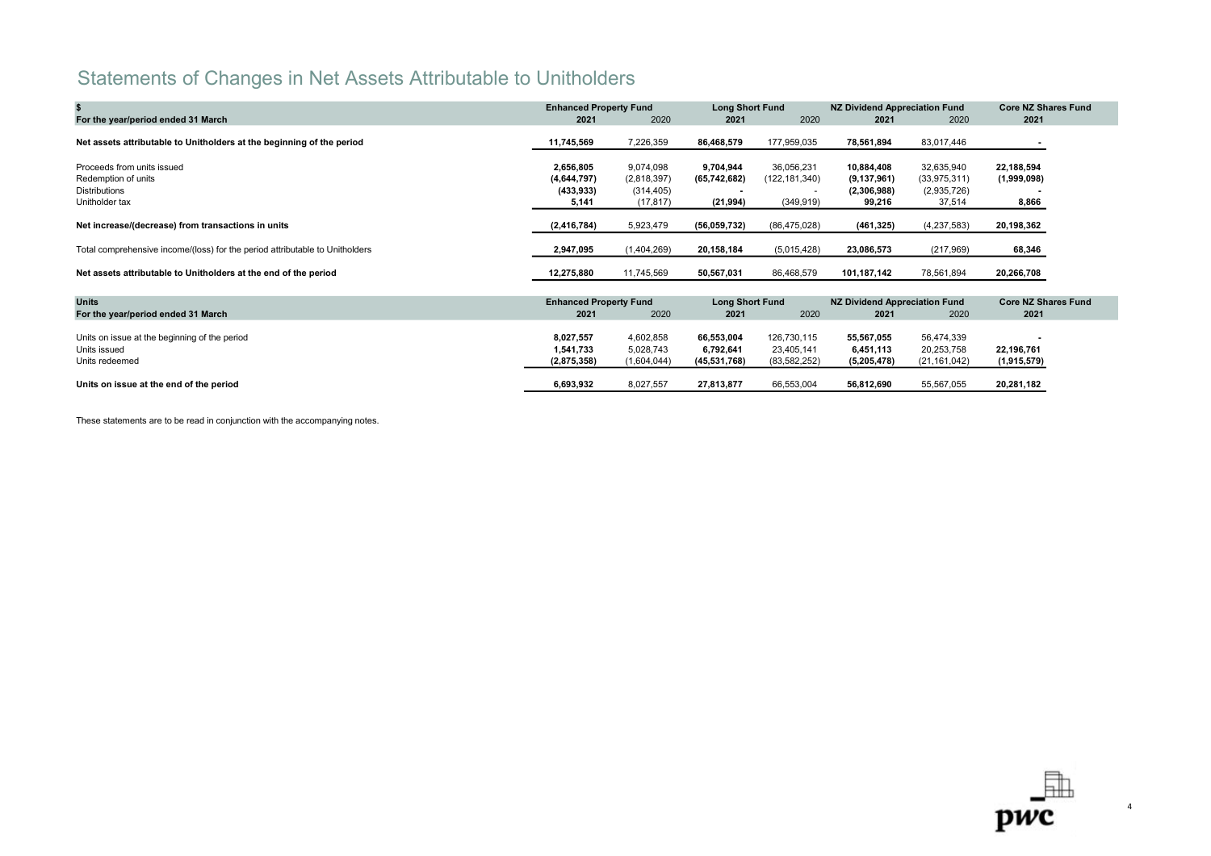# Statements of Changes in Net Assets Attributable to Unitholders

| $ | Enhanced Property Fund | | Long Short Fund | | NZ Dividend Appreciation Fund | | Core NZ Shares Fund |
|---|---|---|---|---|---|---|---|
| **For the year/period ended 31 March** | **2021** | 2020 | **2021** | 2020 | **2021** | 2020 | **2021** |
| **Net assets attributable to Unitholders at the beginning of the period** | **11,745,569** | 7,226,359 | **86,468,579** | 177,959,035 | **78,561,894** | 83,017,446 | **-** |
| Proceeds from units issued | **2,656,805** | 9,074,098 | **9,704,944** | 36,056,231 | **10,884,408** | 32,635,940 | **22,188,594** |
| Redemption of units | **(4,644,797)** | (2,818,397) | **(65,742,682)** | (122,181,340) | **(9,137,961)** | (33,975,311) | **(1,999,098)** |
| Distributions | **(433,933)** | (314,405) | **-** | - | **(2,306,988)** | (2,935,726) | **-** |
| Unitholder tax | **5,141** | (17,817) | **(21,994)** | (349,919) | **99,216** | 37,514 | **8,866** |
| **Net increase/(decrease) from transactions in units** | **(2,416,784)** | 5,923,479 | **(56,059,732)** | (86,475,028) | **(461,325)** | (4,237,583) | **20,198,362** |
| Total comprehensive income/(loss) for the period attributable to Unitholders | **2,947,095** | (1,404,269) | **20,158,184** | (5,015,428) | **23,086,573** | (217,969) | **68,346** |
| **Net assets attributable to Unitholders at the end of the period** | **12,275,880** | 11,745,569 | **50,567,031** | 86,468,579 | **101,187,142** | 78,561,894 | **20,266,708** |

| Units | Enhanced Property Fund | | Long Short Fund | | NZ Dividend Appreciation Fund | | Core NZ Shares Fund |
|---|---|---|---|---|---|---|---|
| **For the year/period ended 31 March** | **2021** | 2020 | **2021** | 2020 | **2021** | 2020 | **2021** |
| Units on issue at the beginning of the period | **8,027,557** | 4,602,858 | **66,553,004** | 126,730,115 | **55,567,055** | 56,474,339 | **-** |
| Units issued | **1,541,733** | 5,028,743 | **6,792,641** | 23,405,141 | **6,451,113** | 20,253,758 | **22,196,761** |
| Units redeemed | **(2,875,358)** | (1,604,044) | **(45,531,768)** | (83,582,252) | **(5,205,478)** | (21,161,042) | **(1,915,579)** |
| **Units on issue at the end of the period** | **6,693,932** | 8,027,557 | **27,813,877** | 66,553,004 | **56,812,690** | 55,567,055 | **20,281,182** |

These statements are to be read in conjunction with the accompanying notes.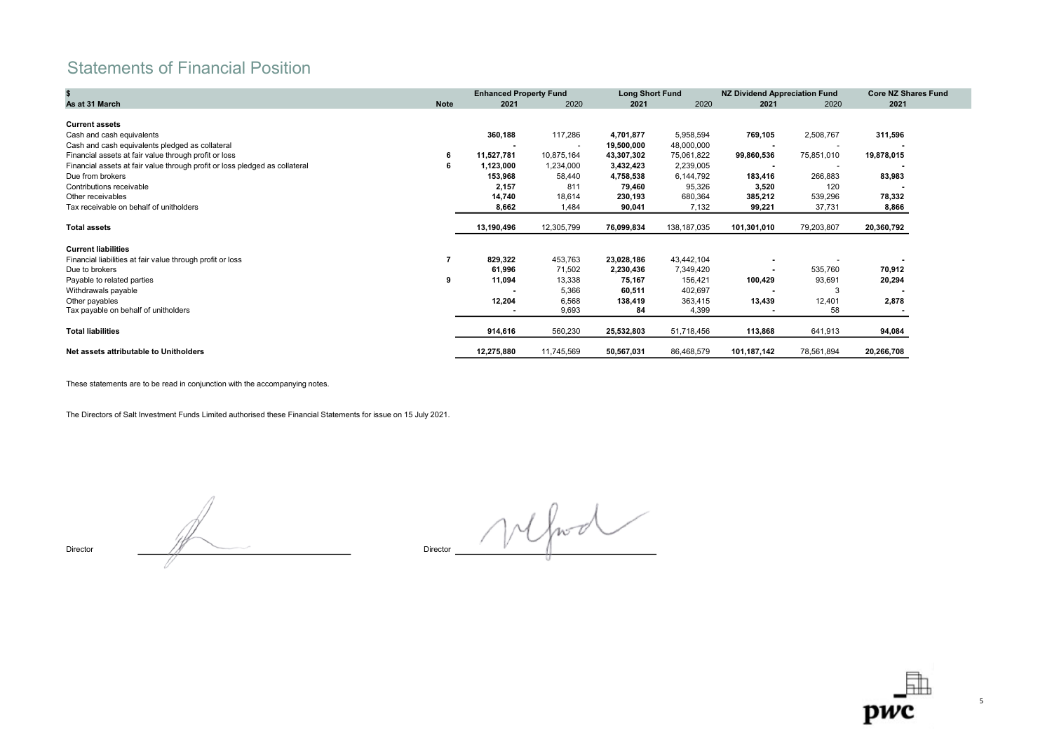# Statements of Financial Position

| $ | | Enhanced Property Fund | | Long Short Fund | | NZ Dividend Appreciation Fund | | Core NZ Shares Fund |
|---|---|---|---|---|---|---|---|---|
| **As at 31 March** | **Note** | **2021** | 2020 | **2021** | 2020 | **2021** | 2020 | **2021** |
| **Current assets** | | | | | | | | |
| Cash and cash equivalents | | **360,188** | 117,286 | **4,701,877** | 5,958,594 | **769,105** | 2,508,767 | **311,596** |
| Cash and cash equivalents pledged as collateral | | **-** | - | **19,500,000** | 48,000,000 | **-** | - | **-** |
| Financial assets at fair value through profit or loss | 6 | **11,527,781** | 10,875,164 | **43,307,302** | 75,061,822 | **99,860,536** | 75,851,010 | **19,878,015** |
| Financial assets at fair value through profit or loss pledged as collateral | 6 | **1,123,000** | 1,234,000 | **3,432,423** | 2,239,005 | **-** | - | **-** |
| Due from brokers | | **153,968** | 58,440 | **4,758,538** | 6,144,792 | **183,416** | 266,883 | **83,983** |
| Contributions receivable | | **2,157** | 811 | **79,460** | 95,326 | **3,520** | 120 | **-** |
| Other receivables | | **14,740** | 18,614 | **230,193** | 680,364 | **385,212** | 539,296 | **78,332** |
| Tax receivable on behalf of unitholders | | **8,662** | 1,484 | **90,041** | 7,132 | **99,221** | 37,731 | **8,866** |
| **Total assets** | | **13,190,496** | 12,305,799 | **76,099,834** | 138,187,035 | **101,301,010** | 79,203,807 | **20,360,792** |
| **Current liabilities** | | | | | | | | |
| Financial liabilities at fair value through profit or loss | 7 | **829,322** | 453,763 | **23,028,186** | 43,442,104 | **-** | - | **-** |
| Due to brokers | | **61,996** | 71,502 | **2,230,436** | 7,349,420 | **-** | 535,760 | **70,912** |
| Payable to related parties | 9 | **11,094** | 13,338 | **75,167** | 156,421 | **100,429** | 93,691 | **20,294** |
| Withdrawals payable | | **-** | 5,366 | **60,511** | 402,697 | **-** | 3 | **-** |
| Other payables | | **12,204** | 6,568 | **138,419** | 363,415 | **13,439** | 12,401 | **2,878** |
| Tax payable on behalf of unitholders | | **-** | 9,693 | **84** | 4,399 | **-** | 58 | **-** |
| **Total liabilities** | | **914,616** | 560,230 | **25,532,803** | 51,718,456 | **113,868** | 641,913 | **94,084** |
| **Net assets attributable to Unitholders** | | **12,275,880** | 11,745,569 | **50,567,031** | 86,468,579 | **101,187,142** | 78,561,894 | **20,266,708** |

These statements are to be read in conjunction with the accompanying notes.

The Directors of Salt Investment Funds Limited authorised these Financial Statements for issue on 15 July 2021.

Director ____________________ Director ____________________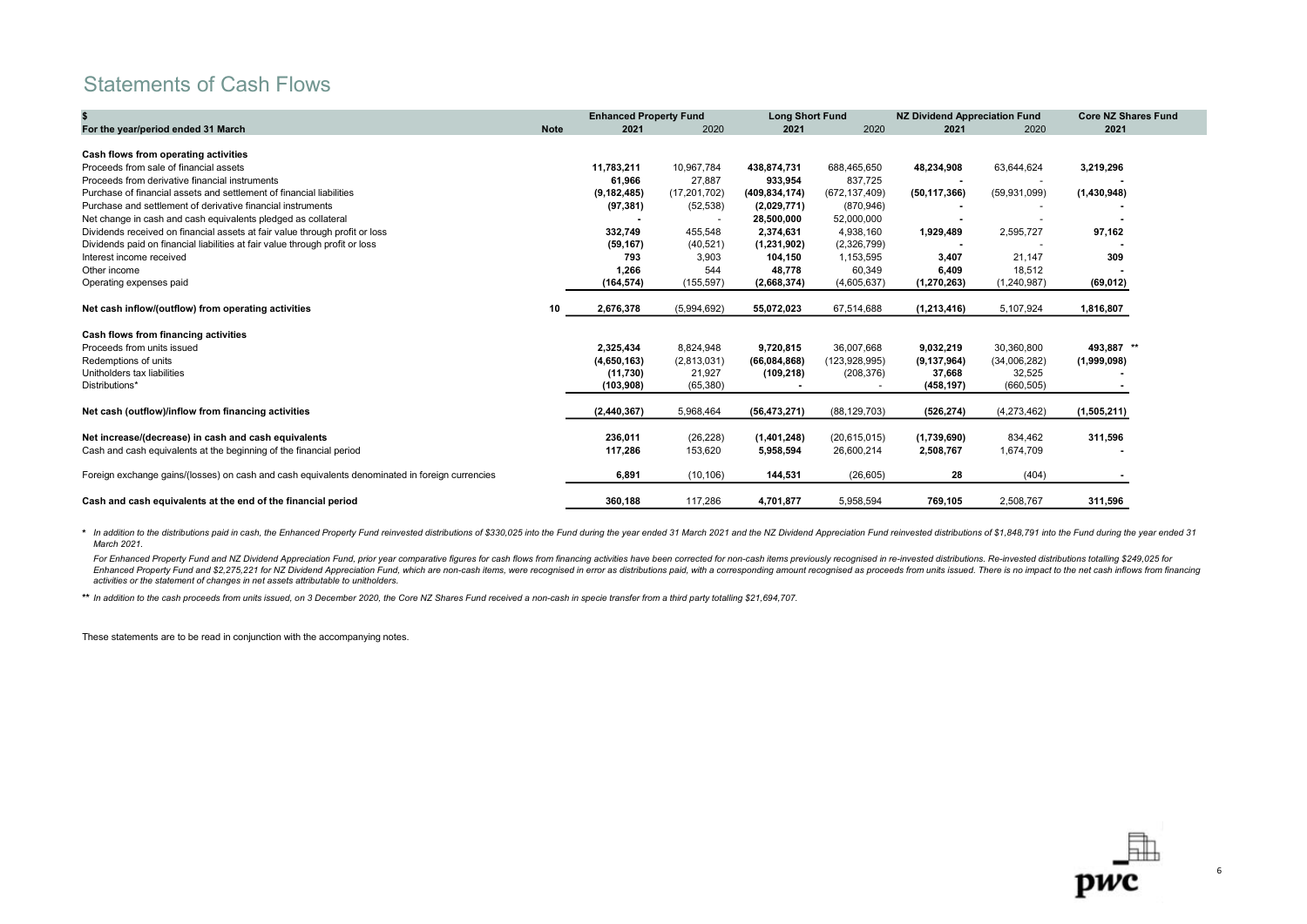# Statements of Cash Flows

| $ | | Enhanced Property Fund | | Long Short Fund | | NZ Dividend Appreciation Fund | | Core NZ Shares Fund |
|---|---|---|---|---|---|---|---|---|
| **For the year/period ended 31 March** | **Note** | **2021** | 2020 | **2021** | 2020 | **2021** | 2020 | **2021** |
| **Cash flows from operating activities** | | | | | | | | |
| Proceeds from sale of financial assets | | **11,783,211** | 10,967,784 | **438,874,731** | 688,465,650 | **48,234,908** | 63,644,624 | **3,219,296** |
| Proceeds from derivative financial instruments | | **61,966** | 27,887 | **933,954** | 837,725 | **-** | - | **-** |
| Purchase of financial assets and settlement of financial liabilities | | **(9,182,485)** | (17,201,702) | **(409,834,174)** | (672,137,409) | **(50,117,366)** | (59,931,099) | **(1,430,948)** |
| Purchase and settlement of derivative financial instruments | | **(97,381)** | (52,538) | **(2,029,771)** | (870,946) | **-** | - | **-** |
| Net change in cash and cash equivalents pledged as collateral | | **-** | - | **28,500,000** | 52,000,000 | **-** | - | **-** |
| Dividends received on financial assets at fair value through profit or loss | | **332,749** | 455,548 | **2,374,631** | 4,938,160 | **1,929,489** | 2,595,727 | **97,162** |
| Dividends paid on financial liabilities at fair value through profit or loss | | **(59,167)** | (40,521) | **(1,231,902)** | (2,326,799) | **-** | - | **-** |
| Interest income received | | **793** | 3,903 | **104,150** | 1,153,595 | **3,407** | 21,147 | **309** |
| Other income | | **1,266** | 544 | **48,778** | 60,349 | **6,409** | 18,512 | **-** |
| Operating expenses paid | | **(164,574)** | (155,597) | **(2,668,374)** | (4,605,637) | **(1,270,263)** | (1,240,987) | **(69,012)** |
| **Net cash inflow/(outflow) from operating activities** | 10 | **2,676,378** | (5,994,692) | **55,072,023** | 67,514,688 | **(1,213,416)** | 5,107,924 | **1,816,807** |
| **Cash flows from financing activities** | | | | | | | | |
| Proceeds from units issued | | **2,325,434** | 8,824,948 | **9,720,815** | 36,007,668 | **9,032,219** | 30,360,800 | **493,887** ** |
| Redemptions of units | | **(4,650,163)** | (2,813,031) | **(66,084,868)** | (123,928,995) | **(9,137,964)** | (34,006,282) | **(1,999,098)** |
| Unitholders tax liabilities | | **(11,730)** | 21,927 | **(109,218)** | (208,376) | **37,668** | 32,525 | **-** |
| Distributions* | | **(103,908)** | (65,380) | **-** | - | **(458,197)** | (660,505) | **-** |
| **Net cash (outflow)/inflow from financing activities** | | **(2,440,367)** | 5,968,464 | **(56,473,271)** | (88,129,703) | **(526,274)** | (4,273,462) | **(1,505,211)** |
| **Net increase/(decrease) in cash and cash equivalents** | | **236,011** | (26,228) | **(1,401,248)** | (20,615,015) | **(1,739,690)** | 834,462 | **311,596** |
| Cash and cash equivalents at the beginning of the financial period | | **117,286** | 153,620 | **5,958,594** | 26,600,214 | **2,508,767** | 1,674,709 | **-** |
| Foreign exchange gains/(losses) on cash and cash equivalents denominated in foreign currencies | | **6,891** | (10,106) | **144,531** | (26,605) | **28** | (404) | **-** |
| **Cash and cash equivalents at the end of the financial period** | | **360,188** | 117,286 | **4,701,877** | 5,958,594 | **769,105** | 2,508,767 | **311,596** |

\* *In addition to the distributions paid in cash, the Enhanced Property Fund reinvested distributions of $330,025 into the Fund during the year ended 31 March 2021 and the NZ Dividend Appreciation Fund reinvested distributions of $1,848,791 into the Fund during the year ended 31 March 2021.*

*For Enhanced Property Fund and NZ Dividend Appreciation Fund, prior year comparative figures for cash flows from financing activities have been corrected for non-cash items previously recognised in re-invested distributions. Re-invested distributions totalling $249,025 for Enhanced Property Fund and $2,275,221 for NZ Dividend Appreciation Fund, which are non-cash items, were recognised in error as distributions paid, with a corresponding amount recognised as proceeds from units issued. There is no impact to the net cash inflows from financing activities or the statement of changes in net assets attributable to unitholders.*

\*\* *In addition to the cash proceeds from units issued, on 3 December 2020, the Core NZ Shares Fund received a non-cash in specie transfer from a third party totalling $21,694,707.*

These statements are to be read in conjunction with the accompanying notes.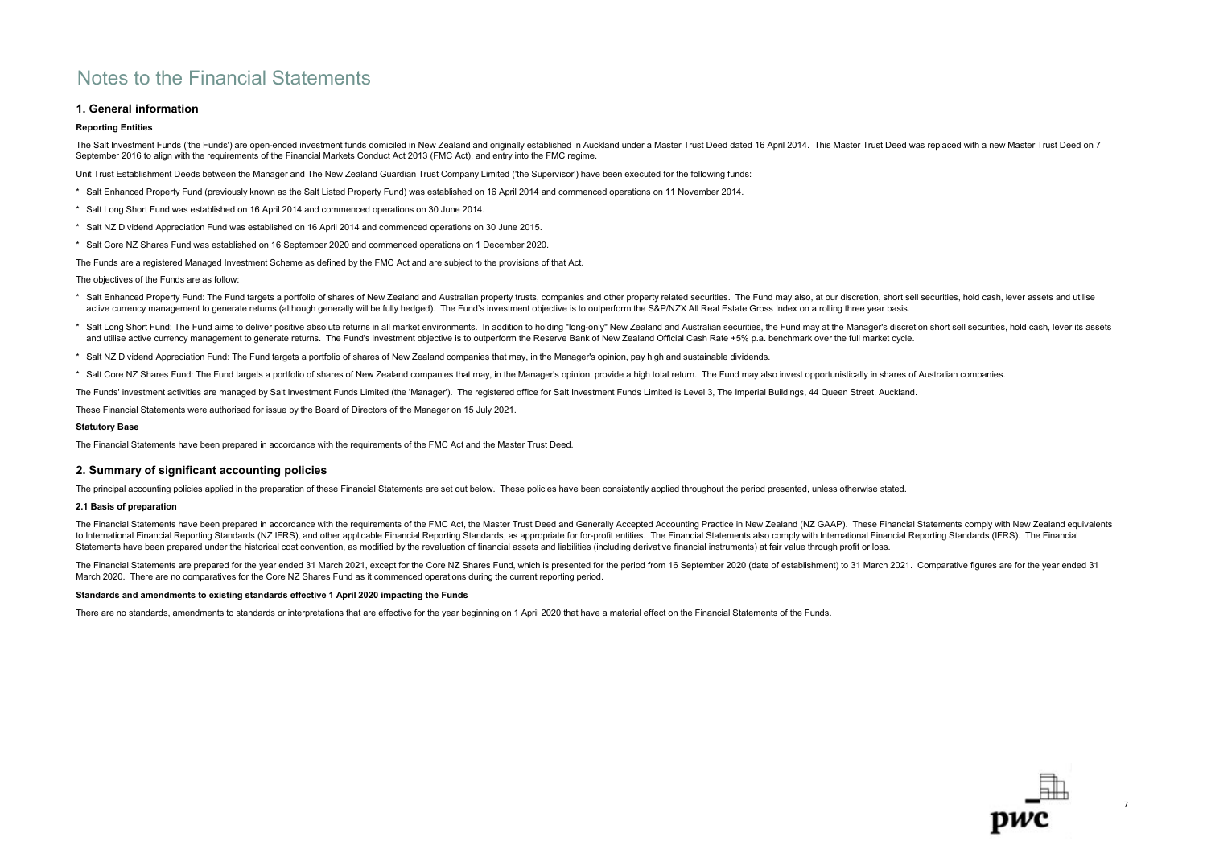# Notes to the Financial Statements

## 1. General information

### Reporting Entities

The Salt Investment Funds ('the Funds') are open-ended investment funds domiciled in New Zealand and originally established in Auckland under a Master Trust Deed dated 16 April 2014. This Master Trust Deed was replaced with a new Master Trust Deed on 7 September 2016 to align with the requirements of the Financial Markets Conduct Act 2013 (FMC Act), and entry into the FMC regime.

Unit Trust Establishment Deeds between the Manager and The New Zealand Guardian Trust Company Limited ('the Supervisor') have been executed for the following funds:

* Salt Enhanced Property Fund (previously known as the Salt Listed Property Fund) was established on 16 April 2014 and commenced operations on 11 November 2014.
* Salt Long Short Fund was established on 16 April 2014 and commenced operations on 30 June 2014.
* Salt NZ Dividend Appreciation Fund was established on 16 April 2014 and commenced operations on 30 June 2015.
* Salt Core NZ Shares Fund was established on 16 September 2020 and commenced operations on 1 December 2020.

The Funds are a registered Managed Investment Scheme as defined by the FMC Act and are subject to the provisions of that Act.

The objectives of the Funds are as follow:

* Salt Enhanced Property Fund: The Fund targets a portfolio of shares of New Zealand and Australian property trusts, companies and other property related securities. The Fund may also, at our discretion, short sell securities, hold cash, lever assets and utilise active currency management to generate returns (although generally will be fully hedged). The Fund's investment objective is to outperform the S&P/NZX All Real Estate Gross Index on a rolling three year basis.
* Salt Long Short Fund: The Fund aims to deliver positive absolute returns in all market environments. In addition to holding "long-only" New Zealand and Australian securities, the Fund may at the Manager's discretion short sell securities, hold cash, lever its assets and utilise active currency management to generate returns. The Fund's investment objective is to outperform the Reserve Bank of New Zealand Official Cash Rate +5% p.a. benchmark over the full market cycle.
* Salt NZ Dividend Appreciation Fund: The Fund targets a portfolio of shares of New Zealand companies that may, in the Manager's opinion, pay high and sustainable dividends.
* Salt Core NZ Shares Fund: The Fund targets a portfolio of shares of New Zealand companies that may, in the Manager's opinion, provide a high total return. The Fund may also invest opportunistically in shares of Australian companies.

The Funds' investment activities are managed by Salt Investment Funds Limited (the 'Manager'). The registered office for Salt Investment Funds Limited is Level 3, The Imperial Buildings, 44 Queen Street, Auckland.

These Financial Statements were authorised for issue by the Board of Directors of the Manager on 15 July 2021.

### Statutory Base

The Financial Statements have been prepared in accordance with the requirements of the FMC Act and the Master Trust Deed.

## 2. Summary of significant accounting policies

The principal accounting policies applied in the preparation of these Financial Statements are set out below. These policies have been consistently applied throughout the period presented, unless otherwise stated.

### 2.1 Basis of preparation

The Financial Statements have been prepared in accordance with the requirements of the FMC Act, the Master Trust Deed and Generally Accepted Accounting Practice in New Zealand (NZ GAAP). These Financial Statements comply with New Zealand equivalents to International Financial Reporting Standards (NZ IFRS), and other applicable Financial Reporting Standards, as appropriate for for-profit entities. The Financial Statements also comply with International Financial Reporting Standards (IFRS). The Financial Statements have been prepared under the historical cost convention, as modified by the revaluation of financial assets and liabilities (including derivative financial instruments) at fair value through profit or loss.

The Financial Statements are prepared for the year ended 31 March 2021, except for the Core NZ Shares Fund, which is presented for the period from 16 September 2020 (date of establishment) to 31 March 2021. Comparative figures are for the year ended 31 March 2020. There are no comparatives for the Core NZ Shares Fund as it commenced operations during the current reporting period.

### Standards and amendments to existing standards effective 1 April 2020 impacting the Funds

There are no standards, amendments to standards or interpretations that are effective for the year beginning on 1 April 2020 that have a material effect on the Financial Statements of the Funds.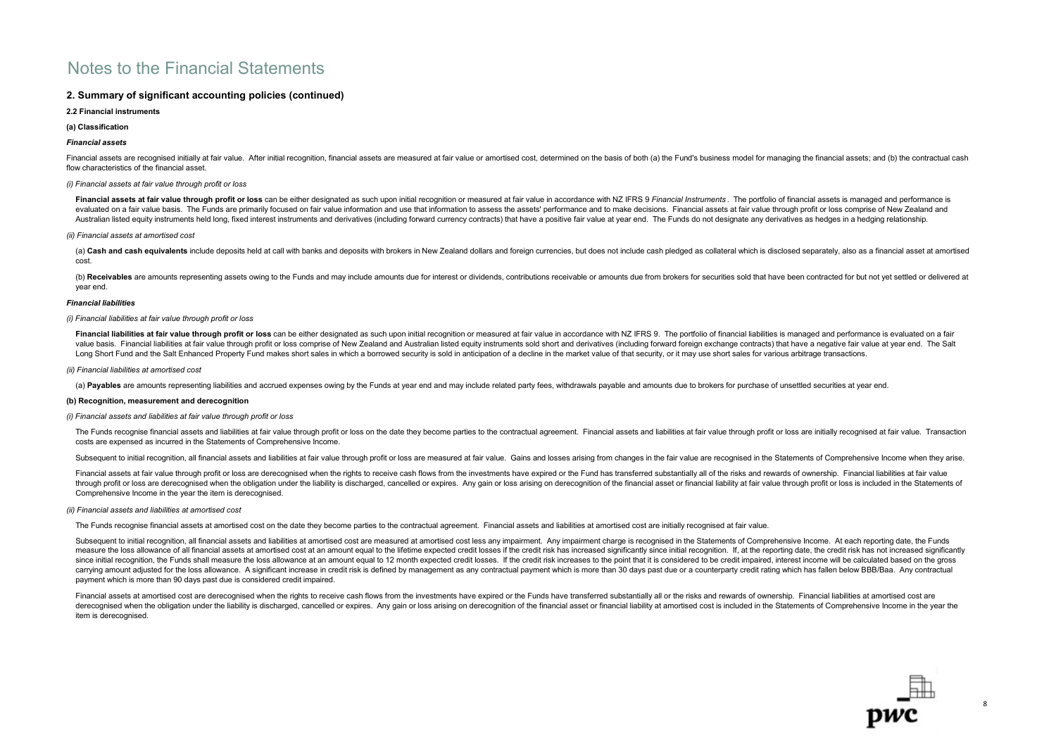# Notes to the Financial Statements

## 2. Summary of significant accounting policies (continued)

### 2.2 Financial instruments

#### (a) Classification

***Financial assets***

Financial assets are recognised initially at fair value. After initial recognition, financial assets are measured at fair value or amortised cost, determined on the basis of both (a) the Fund's business model for managing the financial assets; and (b) the contractual cash flow characteristics of the financial asset.

*(i) Financial assets at fair value through profit or loss*

**Financial assets at fair value through profit or loss** can be either designated as such upon initial recognition or measured at fair value in accordance with NZ IFRS 9 *Financial Instruments* . The portfolio of financial assets is managed and performance is evaluated on a fair value basis. The Funds are primarily focused on fair value information and use that information to assess the assets' performance and to make decisions. Financial assets at fair value through profit or loss comprise of New Zealand and Australian listed equity instruments held long, fixed interest instruments and derivatives (including forward currency contracts) that have a positive fair value at year end. The Funds do not designate any derivatives as hedges in a hedging relationship.

*(ii) Financial assets at amortised cost*

(a) **Cash and cash equivalents** include deposits held at call with banks and deposits with brokers in New Zealand dollars and foreign currencies, but does not include cash pledged as collateral which is disclosed separately, also as a financial asset at amortised cost.

(b) **Receivables** are amounts representing assets owing to the Funds and may include amounts due for interest or dividends, contributions receivable or amounts due from brokers for securities sold that have been contracted for but not yet settled or delivered at year end.

***Financial liabilities***

*(i) Financial liabilities at fair value through profit or loss*

**Financial liabilities at fair value through profit or loss** can be either designated as such upon initial recognition or measured at fair value in accordance with NZ IFRS 9. The portfolio of financial liabilities is managed and performance is evaluated on a fair value basis. Financial liabilities at fair value through profit or loss comprise of New Zealand and Australian listed equity instruments sold short and derivatives (including forward foreign exchange contracts) that have a negative fair value at year end. The Salt Long Short Fund and the Salt Enhanced Property Fund makes short sales in which a borrowed security is sold in anticipation of a decline in the market value of that security, or it may use short sales for various arbitrage transactions.

*(ii) Financial liabilities at amortised cost*

(a) **Payables** are amounts representing liabilities and accrued expenses owing by the Funds at year end and may include related party fees, withdrawals payable and amounts due to brokers for purchase of unsettled securities at year end.

#### (b) Recognition, measurement and derecognition

*(i) Financial assets and liabilities at fair value through profit or loss*

The Funds recognise financial assets and liabilities at fair value through profit or loss on the date they become parties to the contractual agreement. Financial assets and liabilities at fair value through profit or loss are initially recognised at fair value. Transaction costs are expensed as incurred in the Statements of Comprehensive Income.

Subsequent to initial recognition, all financial assets and liabilities at fair value through profit or loss are measured at fair value. Gains and losses arising from changes in the fair value are recognised in the Statements of Comprehensive Income when they arise.

Financial assets at fair value through profit or loss are derecognised when the rights to receive cash flows from the investments have expired or the Fund has transferred substantially all of the risks and rewards of ownership. Financial liabilities at fair value through profit or loss are derecognised when the obligation under the liability is discharged, cancelled or expires. Any gain or loss arising on derecognition of the financial asset or financial liability at fair value through profit or loss is included in the Statements of Comprehensive Income in the year the item is derecognised.

*(ii) Financial assets and liabilities at amortised cost*

The Funds recognise financial assets at amortised cost on the date they become parties to the contractual agreement. Financial assets and liabilities at amortised cost are initially recognised at fair value.

Subsequent to initial recognition, all financial assets and liabilities at amortised cost are measured at amortised cost less any impairment. Any impairment charge is recognised in the Statements of Comprehensive Income. At each reporting date, the Funds measure the loss allowance of all financial assets at amortised cost at an amount equal to the lifetime expected credit losses if the credit risk has increased significantly since initial recognition. If, at the reporting date, the credit risk has not increased significantly since initial recognition, the Funds shall measure the loss allowance at an amount equal to 12 month expected credit losses. If the credit risk increases to the point that it is considered to be credit impaired, interest income will be calculated based on the gross carrying amount adjusted for the loss allowance. A significant increase in credit risk is defined by management as any contractual payment which is more than 30 days past due or a counterparty credit rating which has fallen below BBB/Baa. Any contractual payment which is more than 90 days past due is considered credit impaired.

Financial assets at amortised cost are derecognised when the rights to receive cash flows from the investments have expired or the Funds have transferred substantially all or the risks and rewards of ownership. Financial liabilities at amortised cost are derecognised when the obligation under the liability is discharged, cancelled or expires. Any gain or loss arising on derecognition of the financial asset or financial liability at amortised cost is included in the Statements of Comprehensive Income in the year the item is derecognised.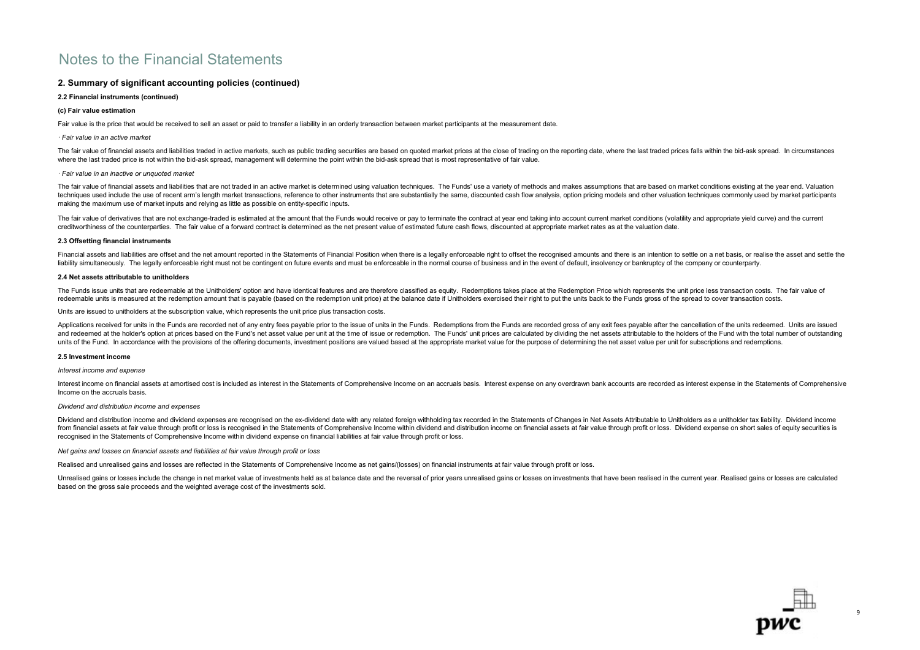# Notes to the Financial Statements

## 2. Summary of significant accounting policies (continued)

**2.2 Financial instruments (continued)**

**(c) Fair value estimation**

Fair value is the price that would be received to sell an asset or paid to transfer a liability in an orderly transaction between market participants at the measurement date.

· *Fair value in an active market*

The fair value of financial assets and liabilities traded in active markets, such as public trading securities are based on quoted market prices at the close of trading on the reporting date, where the last traded prices falls within the bid-ask spread. In circumstances where the last traded price is not within the bid-ask spread, management will determine the point within the bid-ask spread that is most representative of fair value.

· *Fair value in an inactive or unquoted market*

The fair value of financial assets and liabilities that are not traded in an active market is determined using valuation techniques. The Funds' use a variety of methods and makes assumptions that are based on market conditions existing at the year end. Valuation techniques used include the use of recent arm's length market transactions, reference to other instruments that are substantially the same, discounted cash flow analysis, option pricing models and other valuation techniques commonly used by market participants making the maximum use of market inputs and relying as little as possible on entity-specific inputs.

The fair value of derivatives that are not exchange-traded is estimated at the amount that the Funds would receive or pay to terminate the contract at year end taking into account current market conditions (volatility and appropriate yield curve) and the current creditworthiness of the counterparties. The fair value of a forward contract is determined as the net present value of estimated future cash flows, discounted at appropriate market rates as at the valuation date.

**2.3 Offsetting financial instruments**

Financial assets and liabilities are offset and the net amount reported in the Statements of Financial Position when there is a legally enforceable right to offset the recognised amounts and there is an intention to settle on a net basis, or realise the asset and settle the liability simultaneously. The legally enforceable right must not be contingent on future events and must be enforceable in the normal course of business and in the event of default, insolvency or bankruptcy of the company or counterparty.

**2.4 Net assets attributable to unitholders**

The Funds issue units that are redeemable at the Unitholders' option and have identical features and are therefore classified as equity. Redemptions takes place at the Redemption Price which represents the unit price less transaction costs. The fair value of redeemable units is measured at the redemption amount that is payable (based on the redemption unit price) at the balance date if Unitholders exercised their right to put the units back to the Funds gross of the spread to cover transaction costs.

Units are issued to unitholders at the subscription value, which represents the unit price plus transaction costs.

Applications received for units in the Funds are recorded net of any entry fees payable prior to the issue of units in the Funds. Redemptions from the Funds are recorded gross of any exit fees payable after the cancellation of the units redeemed. Units are issued and redeemed at the holder's option at prices based on the Fund's net asset value per unit at the time of issue or redemption. The Funds' unit prices are calculated by dividing the net assets attributable to the holders of the Fund with the total number of outstanding units of the Fund. In accordance with the provisions of the offering documents, investment positions are valued based at the appropriate market value for the purpose of determining the net asset value per unit for subscriptions and redemptions.

**2.5 Investment income**

*Interest income and expense*

Interest income on financial assets at amortised cost is included as interest in the Statements of Comprehensive Income on an accruals basis. Interest expense on any overdrawn bank accounts are recorded as interest expense in the Statements of Comprehensive Income on the accruals basis.

*Dividend and distribution income and expenses*

Dividend and distribution income and dividend expenses are recognised on the ex-dividend date with any related foreign withholding tax recorded in the Statements of Changes in Net Assets Attributable to Unitholders as a unitholder tax liability. Dividend income from financial assets at fair value through profit or loss is recognised in the Statements of Comprehensive Income within dividend and distribution income on financial assets at fair value through profit or loss. Dividend expense on short sales of equity securities is recognised in the Statements of Comprehensive Income within dividend expense on financial liabilities at fair value through profit or loss.

*Net gains and losses on financial assets and liabilities at fair value through profit or loss*

Realised and unrealised gains and losses are reflected in the Statements of Comprehensive Income as net gains/(losses) on financial instruments at fair value through profit or loss.

Unrealised gains or losses include the change in net market value of investments held as at balance date and the reversal of prior years unrealised gains or losses on investments that have been realised in the current year. Realised gains or losses are calculated based on the gross sale proceeds and the weighted average cost of the investments sold.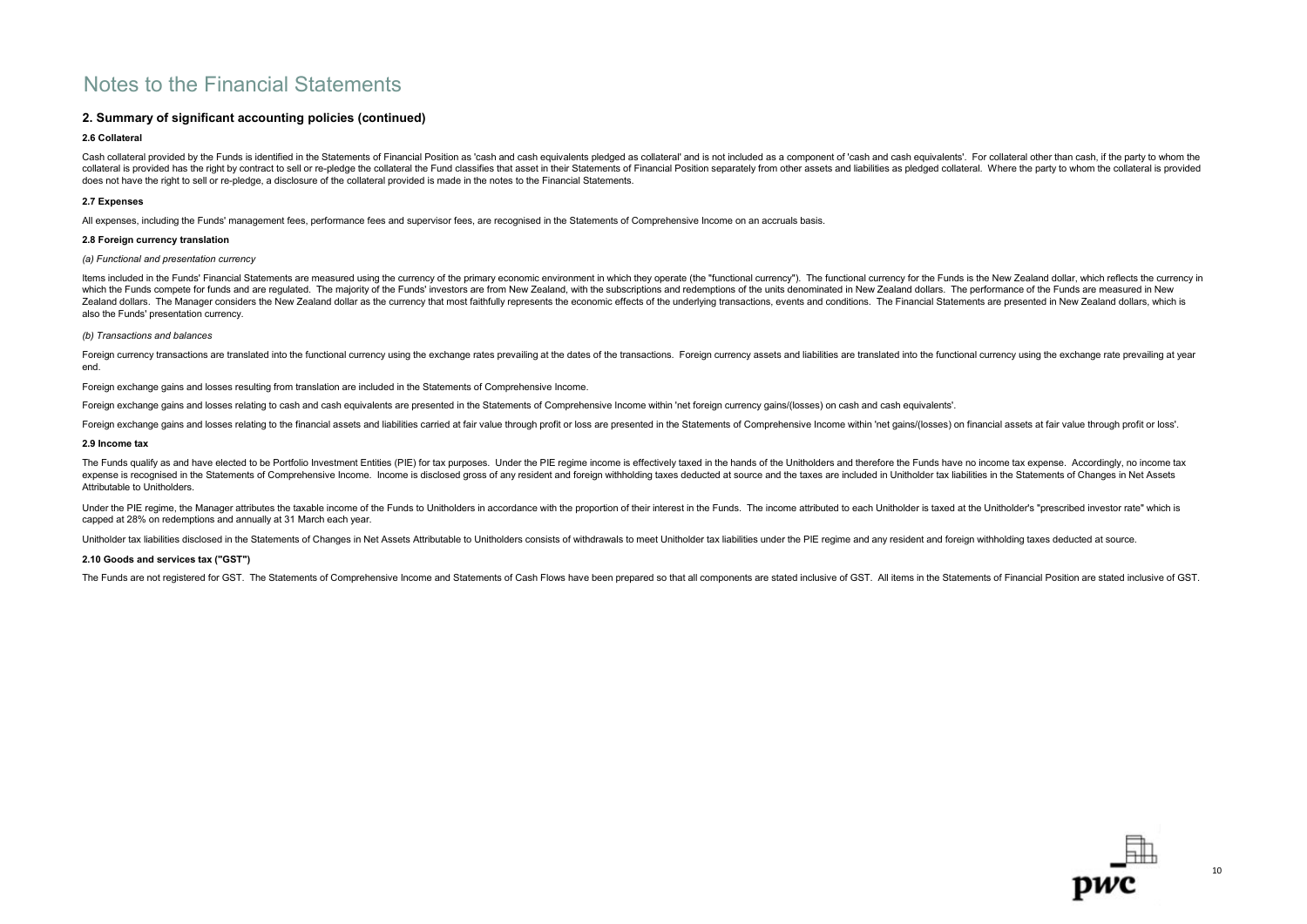# Notes to the Financial Statements

## 2. Summary of significant accounting policies (continued)

### 2.6 Collateral

Cash collateral provided by the Funds is identified in the Statements of Financial Position as 'cash and cash equivalents pledged as collateral' and is not included as a component of 'cash and cash equivalents'. For collateral other than cash, if the party to whom the collateral is provided has the right by contract to sell or re-pledge the collateral the Fund classifies that asset in their Statements of Financial Position separately from other assets and liabilities as pledged collateral. Where the party to whom the collateral is provided does not have the right to sell or re-pledge, a disclosure of the collateral provided is made in the notes to the Financial Statements.

### 2.7 Expenses

All expenses, including the Funds' management fees, performance fees and supervisor fees, are recognised in the Statements of Comprehensive Income on an accruals basis.

### 2.8 Foreign currency translation

*(a) Functional and presentation currency*

Items included in the Funds' Financial Statements are measured using the currency of the primary economic environment in which they operate (the "functional currency"). The functional currency for the Funds is the New Zealand dollar, which reflects the currency in which the Funds compete for funds and are regulated. The majority of the Funds' investors are from New Zealand, with the subscriptions and redemptions of the units denominated in New Zealand dollars. The performance of the Funds are measured in New Zealand dollars. The Manager considers the New Zealand dollar as the currency that most faithfully represents the economic effects of the underlying transactions, events and conditions. The Financial Statements are presented in New Zealand dollars, which is also the Funds' presentation currency.

*(b) Transactions and balances*

Foreign currency transactions are translated into the functional currency using the exchange rates prevailing at the dates of the transactions. Foreign currency assets and liabilities are translated into the functional currency using the exchange rate prevailing at year end.

Foreign exchange gains and losses resulting from translation are included in the Statements of Comprehensive Income.

Foreign exchange gains and losses relating to cash and cash equivalents are presented in the Statements of Comprehensive Income within 'net foreign currency gains/(losses) on cash and cash equivalents'.

Foreign exchange gains and losses relating to the financial assets and liabilities carried at fair value through profit or loss are presented in the Statements of Comprehensive Income within 'net gains/(losses) on financial assets at fair value through profit or loss'.

### 2.9 Income tax

The Funds qualify as and have elected to be Portfolio Investment Entities (PIE) for tax purposes. Under the PIE regime income is effectively taxed in the hands of the Unitholders and therefore the Funds have no income tax expense. Accordingly, no income tax expense is recognised in the Statements of Comprehensive Income. Income is disclosed gross of any resident and foreign withholding taxes deducted at source and the taxes are included in Unitholder tax liabilities in the Statements of Changes in Net Assets Attributable to Unitholders.

Under the PIE regime, the Manager attributes the taxable income of the Funds to Unitholders in accordance with the proportion of their interest in the Funds. The income attributed to each Unitholder is taxed at the Unitholder's "prescribed investor rate" which is capped at 28% on redemptions and annually at 31 March each year.

Unitholder tax liabilities disclosed in the Statements of Changes in Net Assets Attributable to Unitholders consists of withdrawals to meet Unitholder tax liabilities under the PIE regime and any resident and foreign withholding taxes deducted at source.

### 2.10 Goods and services tax ("GST")

The Funds are not registered for GST. The Statements of Comprehensive Income and Statements of Cash Flows have been prepared so that all components are stated inclusive of GST. All items in the Statements of Financial Position are stated inclusive of GST.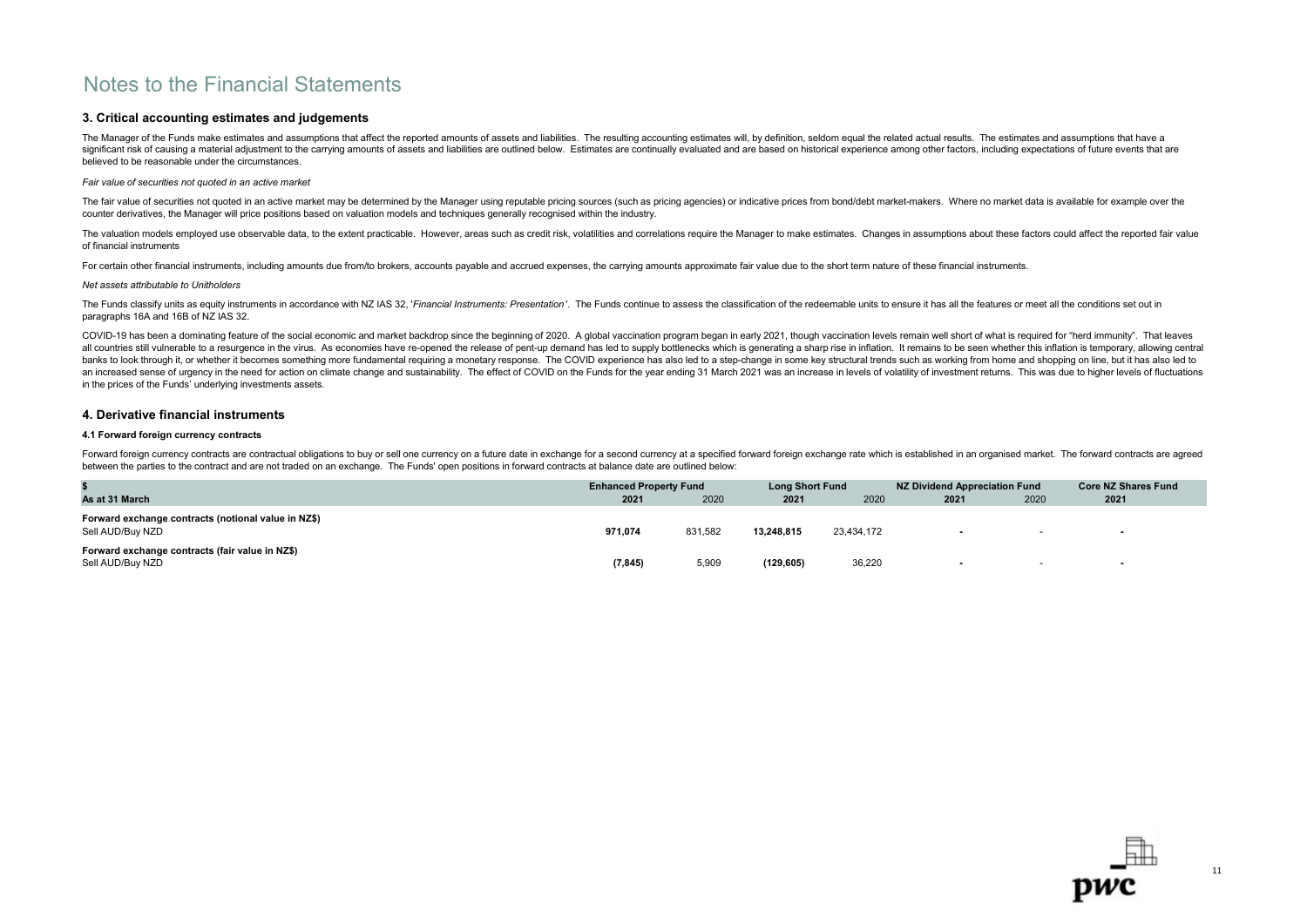# Notes to the Financial Statements

## 3. Critical accounting estimates and judgements

The Manager of the Funds make estimates and assumptions that affect the reported amounts of assets and liabilities. The resulting accounting estimates will, by definition, seldom equal the related actual results. The estimates and assumptions that have a significant risk of causing a material adjustment to the carrying amounts of assets and liabilities are outlined below. Estimates are continually evaluated and are based on historical experience among other factors, including expectations of future events that are believed to be reasonable under the circumstances.

*Fair value of securities not quoted in an active market*

The fair value of securities not quoted in an active market may be determined by the Manager using reputable pricing sources (such as pricing agencies) or indicative prices from bond/debt market-makers. Where no market data is available for example over the counter derivatives, the Manager will price positions based on valuation models and techniques generally recognised within the industry.

The valuation models employed use observable data, to the extent practicable. However, areas such as credit risk, volatilities and correlations require the Manager to make estimates. Changes in assumptions about these factors could affect the reported fair value of financial instruments

For certain other financial instruments, including amounts due from/to brokers, accounts payable and accrued expenses, the carrying amounts approximate fair value due to the short term nature of these financial instruments.

*Net assets attributable to Unitholders*

The Funds classify units as equity instruments in accordance with NZ IAS 32, '*Financial Instruments: Presentation*'. The Funds continue to assess the classification of the redeemable units to ensure it has all the features or meet all the conditions set out in paragraphs 16A and 16B of NZ IAS 32.

COVID-19 has been a dominating feature of the social economic and market backdrop since the beginning of 2020. A global vaccination program began in early 2021, though vaccination levels remain well short of what is required for "herd immunity". That leaves all countries still vulnerable to a resurgence in the virus. As economies have re-opened the release of pent-up demand has led to supply bottlenecks which is generating a sharp rise in inflation. It remains to be seen whether this inflation is temporary, allowing central banks to look through it, or whether it becomes something more fundamental requiring a monetary response. The COVID experience has also led to a step-change in some key structural trends such as working from home and shopping on line, but it has also led to an increased sense of urgency in the need for action on climate change and sustainability. The effect of COVID on the Funds for the year ending 31 March 2021 was an increase in levels of volatility of investment returns. This was due to higher levels of fluctuations in the prices of the Funds' underlying investments assets.

## 4. Derivative financial instruments

### 4.1 Forward foreign currency contracts

Forward foreign currency contracts are contractual obligations to buy or sell one currency on a future date in exchange for a second currency at a specified forward foreign exchange rate which is established in an organised market. The forward contracts are agreed between the parties to the contract and are not traded on an exchange. The Funds' open positions in forward contracts at balance date are outlined below:

| $ | Enhanced Property Fund | | Long Short Fund | | NZ Dividend Appreciation Fund | | Core NZ Shares Fund |
|---|---|---|---|---|---|---|---|
| **As at 31 March** | **2021** | 2020 | **2021** | 2020 | **2021** | 2020 | **2021** |
| **Forward exchange contracts (notional value in NZ$)** | | | | | | | |
| Sell AUD/Buy NZD | **971,074** | 831,582 | **13,248,815** | 23,434,172 | **-** | - | **-** |
| **Forward exchange contracts (fair value in NZ$)** | | | | | | | |
| Sell AUD/Buy NZD | **(7,845)** | 5,909 | **(129,605)** | 36,220 | **-** | - | **-** |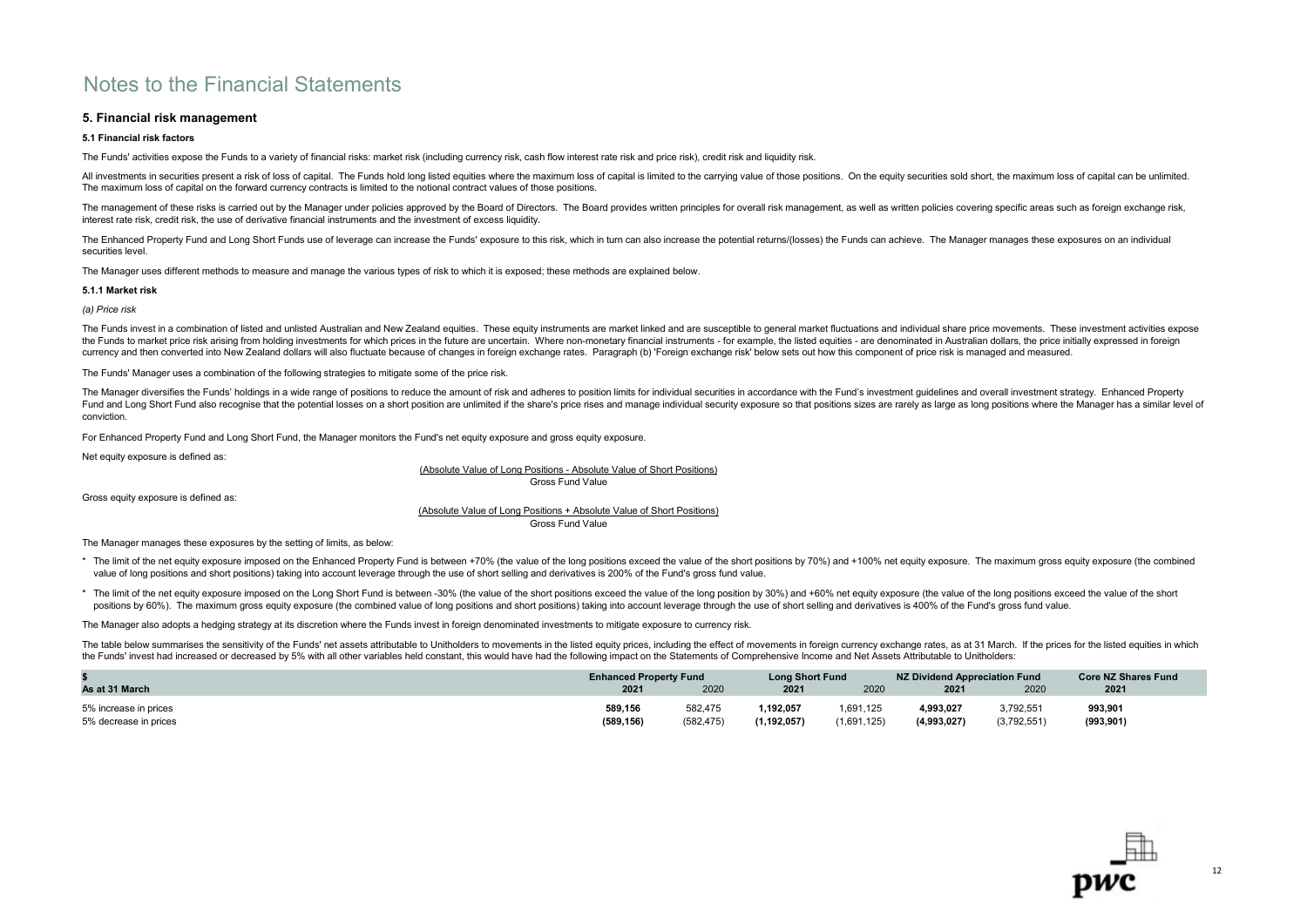# Notes to the Financial Statements

## 5. Financial risk management

### 5.1 Financial risk factors

The Funds' activities expose the Funds to a variety of financial risks: market risk (including currency risk, cash flow interest rate risk and price risk), credit risk and liquidity risk.

All investments in securities present a risk of loss of capital. The Funds hold long listed equities where the maximum loss of capital is limited to the carrying value of those positions. On the equity securities sold short, the maximum loss of capital can be unlimited. The maximum loss of capital on the forward currency contracts is limited to the notional contract values of those positions.

The management of these risks is carried out by the Manager under policies approved by the Board of Directors. The Board provides written principles for overall risk management, as well as written policies covering specific areas such as foreign exchange risk, interest rate risk, credit risk, the use of derivative financial instruments and the investment of excess liquidity.

The Enhanced Property Fund and Long Short Funds use of leverage can increase the Funds' exposure to this risk, which in turn can also increase the potential returns/(losses) the Funds can achieve. The Manager manages these exposures on an individual securities level.

The Manager uses different methods to measure and manage the various types of risk to which it is exposed; these methods are explained below.

#### 5.1.1 Market risk

*(a) Price risk*

The Funds invest in a combination of listed and unlisted Australian and New Zealand equities. These equity instruments are market linked and are susceptible to general market fluctuations and individual share price movements. These investment activities expose the Funds to market price risk arising from holding investments for which prices in the future are uncertain. Where non-monetary financial instruments - for example, the listed equities - are denominated in Australian dollars, the price initially expressed in foreign currency and then converted into New Zealand dollars will also fluctuate because of changes in foreign exchange rates. Paragraph (b) 'Foreign exchange risk' below sets out how this component of price risk is managed and measured.

The Funds' Manager uses a combination of the following strategies to mitigate some of the price risk.

The Manager diversifies the Funds' holdings in a wide range of positions to reduce the amount of risk and adheres to position limits for individual securities in accordance with the Fund's investment guidelines and overall investment strategy. Enhanced Property Fund and Long Short Fund also recognise that the potential losses on a short position are unlimited if the share's price rises and manage individual security exposure so that positions sizes are rarely as large as long positions where the Manager has a similar level of conviction.

For Enhanced Property Fund and Long Short Fund, the Manager monitors the Fund's net equity exposure and gross equity exposure.

Net equity exposure is defined as:

$$\frac{\text{Absolute Value of Long Positions - Absolute Value of Short Positions}}{\text{Gross Fund Value}}$$

Gross equity exposure is defined as:

$$\frac{\text{Absolute Value of Long Positions + Absolute Value of Short Positions}}{\text{Gross Fund Value}}$$

The Manager manages these exposures by the setting of limits, as below:

* The limit of the net equity exposure imposed on the Enhanced Property Fund is between +70% (the value of the long positions exceed the value of the short positions by 70%) and +100% net equity exposure. The maximum gross equity exposure (the combined value of long positions and short positions) taking into account leverage through the use of short selling and derivatives is 200% of the Fund's gross fund value.
* The limit of the net equity exposure imposed on the Long Short Fund is between -30% (the value of the short positions exceed the value of the long position by 30%) and +60% net equity exposure (the value of the long positions exceed the value of the short positions by 60%). The maximum gross equity exposure (the combined value of long positions and short positions) taking into account leverage through the use of short selling and derivatives is 400% of the Fund's gross fund value.

The Manager also adopts a hedging strategy at its discretion where the Funds invest in foreign denominated investments to mitigate exposure to currency risk.

The table below summarises the sensitivity of the Funds' net assets attributable to Unitholders to movements in the listed equity prices, including the effect of movements in foreign currency exchange rates, as at 31 March. If the prices for the listed equities in which the Funds' invest had increased or decreased by 5% with all other variables held constant, this would have had the following impact on the Statements of Comprehensive Income and Net Assets Attributable to Unitholders:

| $ | Enhanced Property Fund | | Long Short Fund | | NZ Dividend Appreciation Fund | | Core NZ Shares Fund |
|---|---|---|---|---|---|---|---|
| As at 31 March | 2021 | 2020 | 2021 | 2020 | 2021 | 2020 | 2021 |
| 5% increase in prices | **589,156** | 582,475 | **1,192,057** | 1,691,125 | **4,993,027** | 3,792,551 | **993,901** |
| 5% decrease in prices | **(589,156)** | (582,475) | **(1,192,057)** | (1,691,125) | **(4,993,027)** | (3,792,551) | **(993,901)** |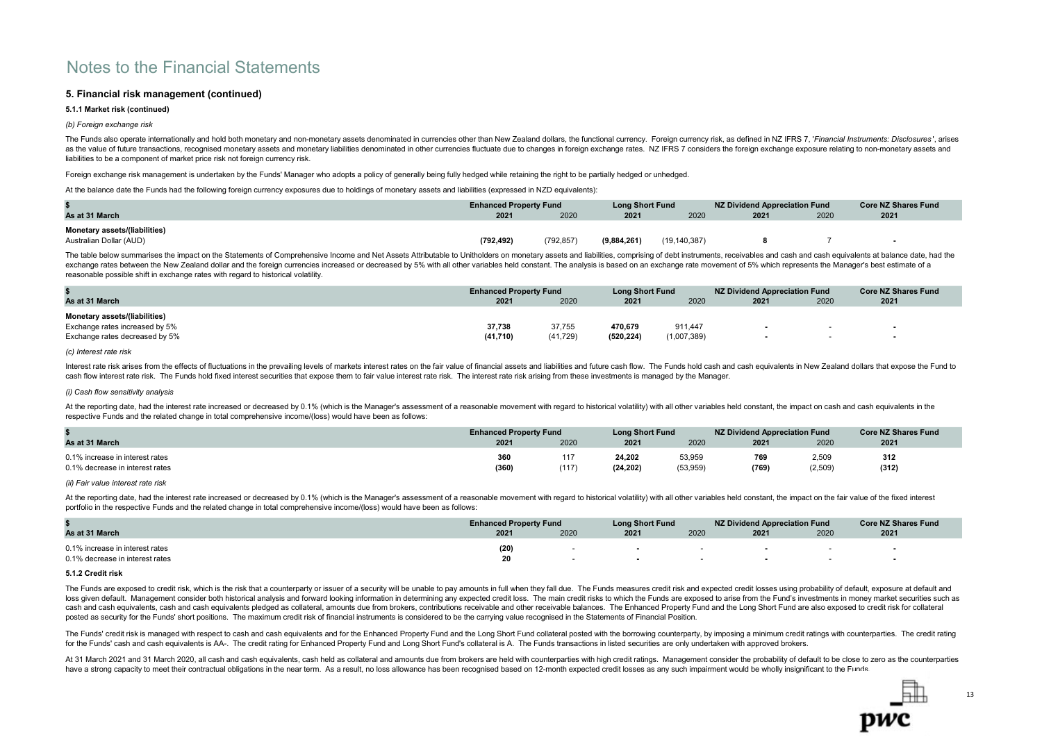# Notes to the Financial Statements

## 5. Financial risk management (continued)

### 5.1.1 Market risk (continued)

*(b) Foreign exchange risk*

The Funds also operate internationally and hold both monetary and non-monetary assets denominated in currencies other than New Zealand dollars, the functional currency. Foreign currency risk, as defined in NZ IFRS 7, '*Financial Instruments: Disclosures*', arises as the value of future transactions, recognised monetary assets and monetary liabilities denominated in other currencies fluctuate due to changes in foreign exchange rates. NZ IFRS 7 considers the foreign exchange exposure relating to non-monetary assets and liabilities to be a component of market price risk not foreign currency risk.

Foreign exchange risk management is undertaken by the Funds' Manager who adopts a policy of generally being fully hedged while retaining the right to be partially hedged or unhedged.

At the balance date the Funds had the following foreign currency exposures due to holdings of monetary assets and liabilities (expressed in NZD equivalents):

| $ | Enhanced Property Fund | | Long Short Fund | | NZ Dividend Appreciation Fund | | Core NZ Shares Fund |
|---|---|---|---|---|---|---|---|
| As at 31 March | 2021 | 2020 | 2021 | 2020 | 2021 | 2020 | 2021 |
| **Monetary assets/(liabilities)** | | | | | | | |
| Australian Dollar (AUD) | **(792,492)** | (792,857) | **(9,884,261)** | (19,140,387) | **8** | 7 | **-** |

The table below summarises the impact on the Statements of Comprehensive Income and Net Assets Attributable to Unitholders on monetary assets and liabilities, comprising of debt instruments, receivables and cash and cash equivalents at balance date, had the exchange rates between the New Zealand dollar and the foreign currencies increased or decreased by 5% with all other variables held constant. The analysis is based on an exchange rate movement of 5% which represents the Manager's best estimate of a reasonable possible shift in exchange rates with regard to historical volatility.

| $ | Enhanced Property Fund | | Long Short Fund | | NZ Dividend Appreciation Fund | | Core NZ Shares Fund |
|---|---|---|---|---|---|---|---|
| As at 31 March | 2021 | 2020 | 2021 | 2020 | 2021 | 2020 | 2021 |
| **Monetary assets/(liabilities)** | | | | | | | |
| Exchange rates increased by 5% | **37,738** | 37,755 | **470,679** | 911,447 | **-** | - | **-** |
| Exchange rates decreased by 5% | **(41,710)** | (41,729) | **(520,224)** | (1,007,389) | **-** | - | **-** |

*(c) Interest rate risk*

Interest rate risk arises from the effects of fluctuations in the prevailing levels of markets interest rates on the fair value of financial assets and liabilities and future cash flow. The Funds hold cash and cash equivalents in New Zealand dollars that expose the Fund to cash flow interest rate risk. The Funds hold fixed interest securities that expose them to fair value interest rate risk. The interest rate risk arising from these investments is managed by the Manager.

*(i) Cash flow sensitivity analysis*

At the reporting date, had the interest rate increased or decreased by 0.1% (which is the Manager's assessment of a reasonable movement with regard to historical volatility) with all other variables held constant, the impact on cash and cash equivalents in the respective Funds and the related change in total comprehensive income/(loss) would have been as follows:

| $ | Enhanced Property Fund | | Long Short Fund | | NZ Dividend Appreciation Fund | | Core NZ Shares Fund |
|---|---|---|---|---|---|---|---|
| As at 31 March | 2021 | 2020 | 2021 | 2020 | 2021 | 2020 | 2021 |
| 0.1% increase in interest rates | **360** | 117 | **24,202** | 53,959 | **769** | 2,509 | **312** |
| 0.1% decrease in interest rates | **(360)** | (117) | **(24,202)** | (53,959) | **(769)** | (2,509) | **(312)** |

*(ii) Fair value interest rate risk*

At the reporting date, had the interest rate increased or decreased by 0.1% (which is the Manager's assessment of a reasonable movement with regard to historical volatility) with all other variables held constant, the impact on the fair value of the fixed interest portfolio in the respective Funds and the related change in total comprehensive income/(loss) would have been as follows:

| $ | Enhanced Property Fund | | Long Short Fund | | NZ Dividend Appreciation Fund | | Core NZ Shares Fund |
|---|---|---|---|---|---|---|---|
| As at 31 March | 2021 | 2020 | 2021 | 2020 | 2021 | 2020 | 2021 |
| 0.1% increase in interest rates | **(20)** | - | **-** | - | **-** | - | **-** |
| 0.1% decrease in interest rates | **20** | - | **-** | - | **-** | - | **-** |

### 5.1.2 Credit risk

The Funds are exposed to credit risk, which is the risk that a counterparty or issuer of a security will be unable to pay amounts in full when they fall due. The Funds measures credit risk and expected credit losses using probability of default, exposure at default and loss given default. Management consider both historical analysis and forward looking information in determining any expected credit loss. The main credit risks to which the Funds are exposed to arise from the Fund's investments in money market securities such as cash and cash equivalents, cash and cash equivalents pledged as collateral, amounts due from brokers, contributions receivable and other receivable balances. The Enhanced Property Fund and the Long Short Fund are also exposed to credit risk for collateral posted as security for the Funds' short positions. The maximum credit risk of financial instruments is considered to be the carrying value recognised in the Statements of Financial Position.

The Funds' credit risk is managed with respect to cash and cash equivalents and for the Enhanced Property Fund and the Long Short Fund collateral posted with the borrowing counterparty, by imposing a minimum credit ratings with counterparties. The credit rating for the Funds' cash and cash equivalents is AA-. The credit rating for Enhanced Property Fund and Long Short Fund's collateral is A. The Funds transactions in listed securities are only undertaken with approved brokers.

At 31 March 2021 and 31 March 2020, all cash and cash equivalents, cash held as collateral and amounts due from brokers are held with counterparties with high credit ratings. Management consider the probability of default to be close to zero as the counterparties have a strong capacity to meet their contractual obligations in the near term. As a result, no loss allowance has been recognised based on 12-month expected credit losses as any such impairment would be wholly insignificant to the Funds.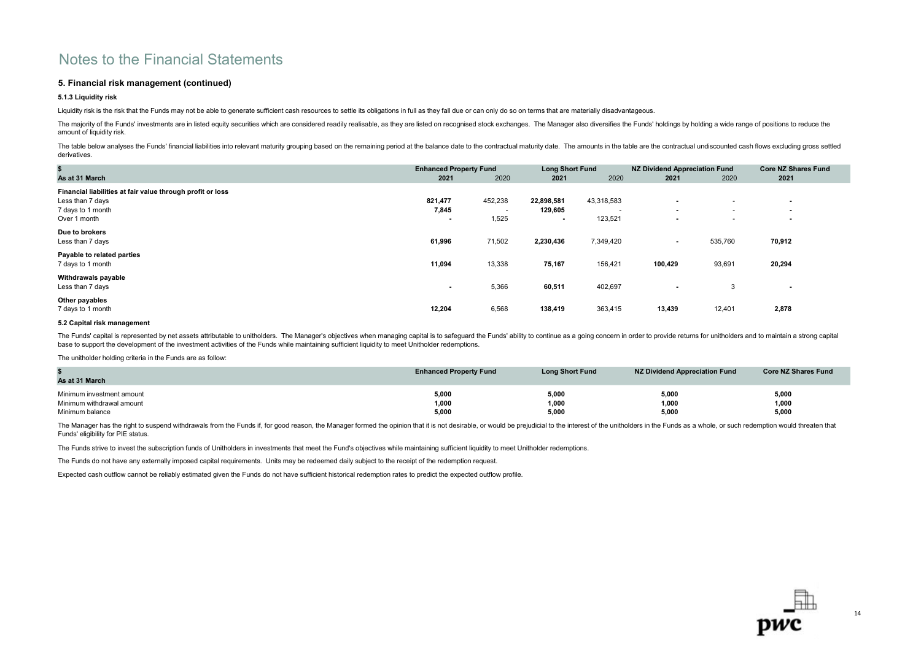# Notes to the Financial Statements

### 5. Financial risk management (continued)

#### 5.1.3 Liquidity risk

Liquidity risk is the risk that the Funds may not be able to generate sufficient cash resources to settle its obligations in full as they fall due or can only do so on terms that are materially disadvantageous.

The majority of the Funds' investments are in listed equity securities which are considered readily realisable, as they are listed on recognised stock exchanges. The Manager also diversifies the Funds' holdings by holding a wide range of positions to reduce the amount of liquidity risk.

The table below analyses the Funds' financial liabilities into relevant maturity grouping based on the remaining period at the balance date to the contractual maturity date. The amounts in the table are the contractual undiscounted cash flows excluding gross settled derivatives.

| $ | Enhanced Property Fund | | Long Short Fund | | NZ Dividend Appreciation Fund | | Core NZ Shares Fund |
|---|---|---|---|---|---|---|---|
| As at 31 March | 2021 | 2020 | 2021 | 2020 | 2021 | 2020 | 2021 |
| **Financial liabilities at fair value through profit or loss** | | | | | | | |
| Less than 7 days | **821,477** | 452,238 | **22,898,581** | 43,318,583 | **-** | - | **-** |
| 7 days to 1 month | **7,845** | - | **129,605** | - | **-** | - | **-** |
| Over 1 month | **-** | 1,525 | **-** | 123,521 | **-** | - | **-** |
| **Due to brokers** | | | | | | | |
| Less than 7 days | **61,996** | 71,502 | **2,230,436** | 7,349,420 | **-** | 535,760 | **70,912** |
| **Payable to related parties** | | | | | | | |
| 7 days to 1 month | **11,094** | 13,338 | **75,167** | 156,421 | **100,429** | 93,691 | **20,294** |
| **Withdrawals payable** | | | | | | | |
| Less than 7 days | **-** | 5,366 | **60,511** | 402,697 | **-** | 3 | **-** |
| **Other payables** | | | | | | | |
| 7 days to 1 month | **12,204** | 6,568 | **138,419** | 363,415 | **13,439** | 12,401 | **2,878** |

#### 5.2 Capital risk management

The Funds' capital is represented by net assets attributable to unitholders. The Manager's objectives when managing capital is to safeguard the Funds' ability to continue as a going concern in order to provide returns for unitholders and to maintain a strong capital base to support the development of the investment activities of the Funds while maintaining sufficient liquidity to meet Unitholder redemptions.

The unitholder holding criteria in the Funds are as follow:

| $<br>As at 31 March | Enhanced Property Fund | Long Short Fund | NZ Dividend Appreciation Fund | Core NZ Shares Fund |
|---|---|---|---|---|
| Minimum investment amount | **5,000** | **5,000** | **5,000** | **5,000** |
| Minimum withdrawal amount | **1,000** | **1,000** | **1,000** | **1,000** |
| Minimum balance | **5,000** | **5,000** | **5,000** | **5,000** |

The Manager has the right to suspend withdrawals from the Funds if, for good reason, the Manager formed the opinion that it is not desirable, or would be prejudicial to the interest of the unitholders in the Funds as a whole, or such redemption would threaten that Funds' eligibility for PIE status.

The Funds strive to invest the subscription funds of Unitholders in investments that meet the Fund's objectives while maintaining sufficient liquidity to meet Unitholder redemptions.

The Funds do not have any externally imposed capital requirements. Units may be redeemed daily subject to the receipt of the redemption request.

Expected cash outflow cannot be reliably estimated given the Funds do not have sufficient historical redemption rates to predict the expected outflow profile.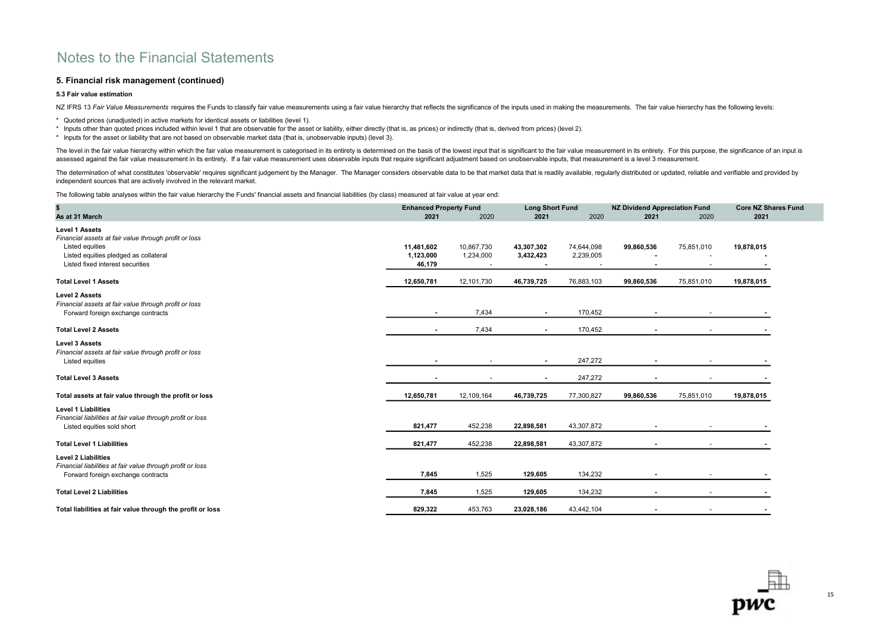# Notes to the Financial Statements

## 5. Financial risk management (continued)

### 5.3 Fair value estimation

NZ IFRS 13 *Fair Value Measurements* requires the Funds to classify fair value measurements using a fair value hierarchy that reflects the significance of the inputs used in making the measurements. The fair value hierarchy has the following levels:

* Quoted prices (unadjusted) in active markets for identical assets or liabilities (level 1).
* Inputs other than quoted prices included within level 1 that are observable for the asset or liability, either directly (that is, as prices) or indirectly (that is, derived from prices) (level 2).
* Inputs for the asset or liability that are not based on observable market data (that is, unobservable inputs) (level 3).

The level in the fair value hierarchy within which the fair value measurement is categorised in its entirety is determined on the basis of the lowest input that is significant to the fair value measurement in its entirety. For this purpose, the significance of an input is assessed against the fair value measurement in its entirety. If a fair value measurement uses observable inputs that require significant adjustment based on unobservable inputs, that measurement is a level 3 measurement.

The determination of what constitutes 'observable' requires significant judgement by the Manager. The Manager considers observable data to be that market data that is readily available, regularly distributed or updated, reliable and verifiable and provided by independent sources that are actively involved in the relevant market.

The following table analyses within the fair value hierarchy the Funds' financial assets and financial liabilities (by class) measured at fair value at year end:

| $ | Enhanced Property Fund | | Long Short Fund | | NZ Dividend Appreciation Fund | | Core NZ Shares Fund |
|---|---|---|---|---|---|---|---|
| As at 31 March | **2021** | 2020 | **2021** | 2020 | **2021** | 2020 | **2021** |
| **Level 1 Assets** | | | | | | | |
| *Financial assets at fair value through profit or loss* | | | | | | | |
| Listed equities | **11,481,602** | 10,867,730 | **43,307,302** | 74,644,098 | **99,860,536** | 75,851,010 | **19,878,015** |
| Listed equities pledged as collateral | **1,123,000** | 1,234,000 | **3,432,423** | 2,239,005 | **-** | - | **-** |
| Listed fixed interest securities | **46,179** | - | **-** | - | **-** | - | **-** |
| **Total Level 1 Assets** | **12,650,781** | 12,101,730 | **46,739,725** | 76,883,103 | **99,860,536** | 75,851,010 | **19,878,015** |
| **Level 2 Assets** | | | | | | | |
| *Financial assets at fair value through profit or loss* | | | | | | | |
| Forward foreign exchange contracts | **-** | 7,434 | **-** | 170,452 | **-** | - | **-** |
| **Total Level 2 Assets** | **-** | 7,434 | **-** | 170,452 | **-** | - | **-** |
| **Level 3 Assets** | | | | | | | |
| *Financial assets at fair value through profit or loss* | | | | | | | |
| Listed equities | **-** | - | **-** | 247,272 | **-** | - | **-** |
| **Total Level 3 Assets** | **-** | - | **-** | 247,272 | **-** | - | **-** |
| **Total assets at fair value through the profit or loss** | **12,650,781** | 12,109,164 | **46,739,725** | 77,300,827 | **99,860,536** | 75,851,010 | **19,878,015** |
| **Level 1 Liabilities** | | | | | | | |
| *Financial liabilities at fair value through profit or loss* | | | | | | | |
| Listed equities sold short | **821,477** | 452,238 | **22,898,581** | 43,307,872 | **-** | - | **-** |
| **Total Level 1 Liabilities** | **821,477** | 452,238 | **22,898,581** | 43,307,872 | **-** | - | **-** |
| **Level 2 Liabilities** | | | | | | | |
| *Financial liabilities at fair value through profit or loss* | | | | | | | |
| Forward foreign exchange contracts | **7,845** | 1,525 | **129,605** | 134,232 | **-** | - | **-** |
| **Total Level 2 Liabilities** | **7,845** | 1,525 | **129,605** | 134,232 | **-** | - | **-** |
| **Total liabilities at fair value through the profit or loss** | **829,322** | 453,763 | **23,028,186** | 43,442,104 | **-** | - | **-** |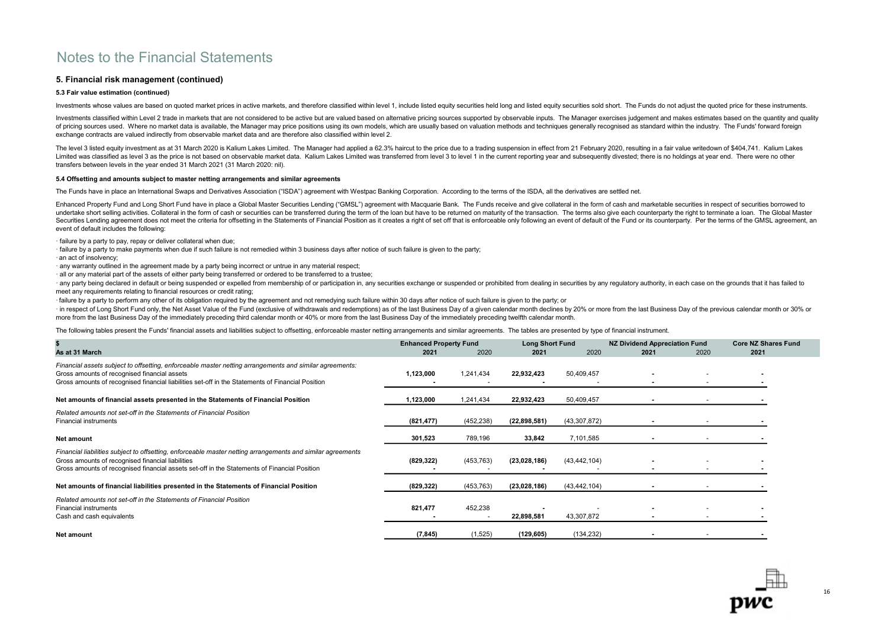# Notes to the Financial Statements

## 5. Financial risk management (continued)

### 5.3 Fair value estimation (continued)

Investments whose values are based on quoted market prices in active markets, and therefore classified within level 1, include listed equity securities held long and listed equity securities sold short. The Funds do not adjust the quoted price for these instruments.

Investments classified within Level 2 trade in markets that are not considered to be active but are valued based on alternative pricing sources supported by observable inputs. The Manager exercises judgement and makes estimates based on the quantity and quality of pricing sources used. Where no market data is available, the Manager may price positions using its own models, which are usually based on valuation methods and techniques generally recognised as standard within the industry. The Funds' forward foreign exchange contracts are valued indirectly from observable market data and are therefore also classified within level 2.

The level 3 listed equity investment as at 31 March 2020 is Kalium Lakes Limited. The Manager had applied a 62.3% haircut to the price due to a trading suspension in effect from 21 February 2020, resulting in a fair value writedown of $404,741. Kalium Lakes Limited was classified as level 3 as the price is not based on observable market data. Kalium Lakes Limited was transferred from level 3 to level 1 in the current reporting year and subsequently divested; there is no holdings at year end. There were no other transfers between levels in the year ended 31 March 2021 (31 March 2020: nil).

### 5.4 Offsetting and amounts subject to master netting arrangements and similar agreements

The Funds have in place an International Swaps and Derivatives Association ("ISDA") agreement with Westpac Banking Corporation. According to the terms of the ISDA, all the derivatives are settled net.

Enhanced Property Fund and Long Short Fund have in place a Global Master Securities Lending ("GMSL") agreement with Macquarie Bank. The Funds receive and give collateral in the form of cash and marketable securities in respect of securities borrowed to undertake short selling activities. Collateral in the form of cash or securities can be transferred during the term of the loan but have to be returned on maturity of the transaction. The terms also give each counterparty the right to terminate a loan. The Global Master Securities Lending agreement does not meet the criteria for offsetting in the Statements of Financial Position as it creates a right of set off that is enforceable only following an event of default of the Fund or its counterparty. Per the terms of the GMSL agreement, an event of default includes the following:

- failure by a party to pay, repay or deliver collateral when due;
- failure by a party to make payments when due if such failure is not remedied within 3 business days after notice of such failure is given to the party;
- an act of insolvency;
- any warranty outlined in the agreement made by a party being incorrect or untrue in any material respect;
- all or any material part of the assets of either party being transferred or ordered to be transferred to a trustee;
- any party being declared in default or being suspended or expelled from membership of or participation in, any securities exchange or suspended or prohibited from dealing in securities by any regulatory authority, in each case on the grounds that it has failed to meet any requirements relating to financial resources or credit rating;
- failure by a party to perform any other of its obligation required by the agreement and not remedying such failure within 30 days after notice of such failure is given to the party; or
- in respect of Long Short Fund only, the Net Asset Value of the Fund (exclusive of withdrawals and redemptions) as of the last Business Day of a given calendar month declines by 20% or more from the last Business Day of the previous calendar month or 30% or more from the last Business Day of the immediately preceding third calendar month or 40% or more from the last Business Day of the immediately preceding twelfth calendar month.

The following tables present the Funds' financial assets and liabilities subject to offsetting, enforceable master netting arrangements and similar agreements. The tables are presented by type of financial instrument.

| $ | Enhanced Property Fund | | Long Short Fund | | NZ Dividend Appreciation Fund | | Core NZ Shares Fund |
|---|---|---|---|---|---|---|---|
| As at 31 March | **2021** | 2020 | **2021** | 2020 | **2021** | 2020 | **2021** |
| *Financial assets subject to offsetting, enforceable master netting arrangements and similar agreements:* | | | | | | | |
| Gross amounts of recognised financial assets | **1,123,000** | 1,241,434 | **22,932,423** | 50,409,457 | **-** | - | **-** |
| Gross amounts of recognised financial liabilities set-off in the Statements of Financial Position | **-** | - | **-** | - | **-** | - | **-** |
| **Net amounts of financial assets presented in the Statements of Financial Position** | **1,123,000** | 1,241,434 | **22,932,423** | 50,409,457 | **-** | - | **-** |
| *Related amounts not set-off in the Statements of Financial Position* | | | | | | | |
| Financial instruments | **(821,477)** | (452,238) | **(22,898,581)** | (43,307,872) | **-** | - | **-** |
| **Net amount** | **301,523** | 789,196 | **33,842** | 7,101,585 | **-** | - | **-** |
| *Financial liabilities subject to offsetting, enforceable master netting arrangements and similar agreements* | | | | | | | |
| Gross amounts of recognised financial liabilities | **(829,322)** | (453,763) | **(23,028,186)** | (43,442,104) | **-** | - | **-** |
| Gross amounts of recognised financial assets set-off in the Statements of Financial Position | **-** | - | **-** | - | **-** | - | **-** |
| **Net amounts of financial liabilities presented in the Statements of Financial Position** | **(829,322)** | (453,763) | **(23,028,186)** | (43,442,104) | **-** | - | **-** |
| *Related amounts not set-off in the Statements of Financial Position* | | | | | | | |
| Financial instruments | **821,477** | 452,238 | **-** | - | **-** | - | **-** |
| Cash and cash equivalents | **-** | - | **22,898,581** | 43,307,872 | **-** | - | **-** |
| **Net amount** | **(7,845)** | (1,525) | **(129,605)** | (134,232) | **-** | - | **-** |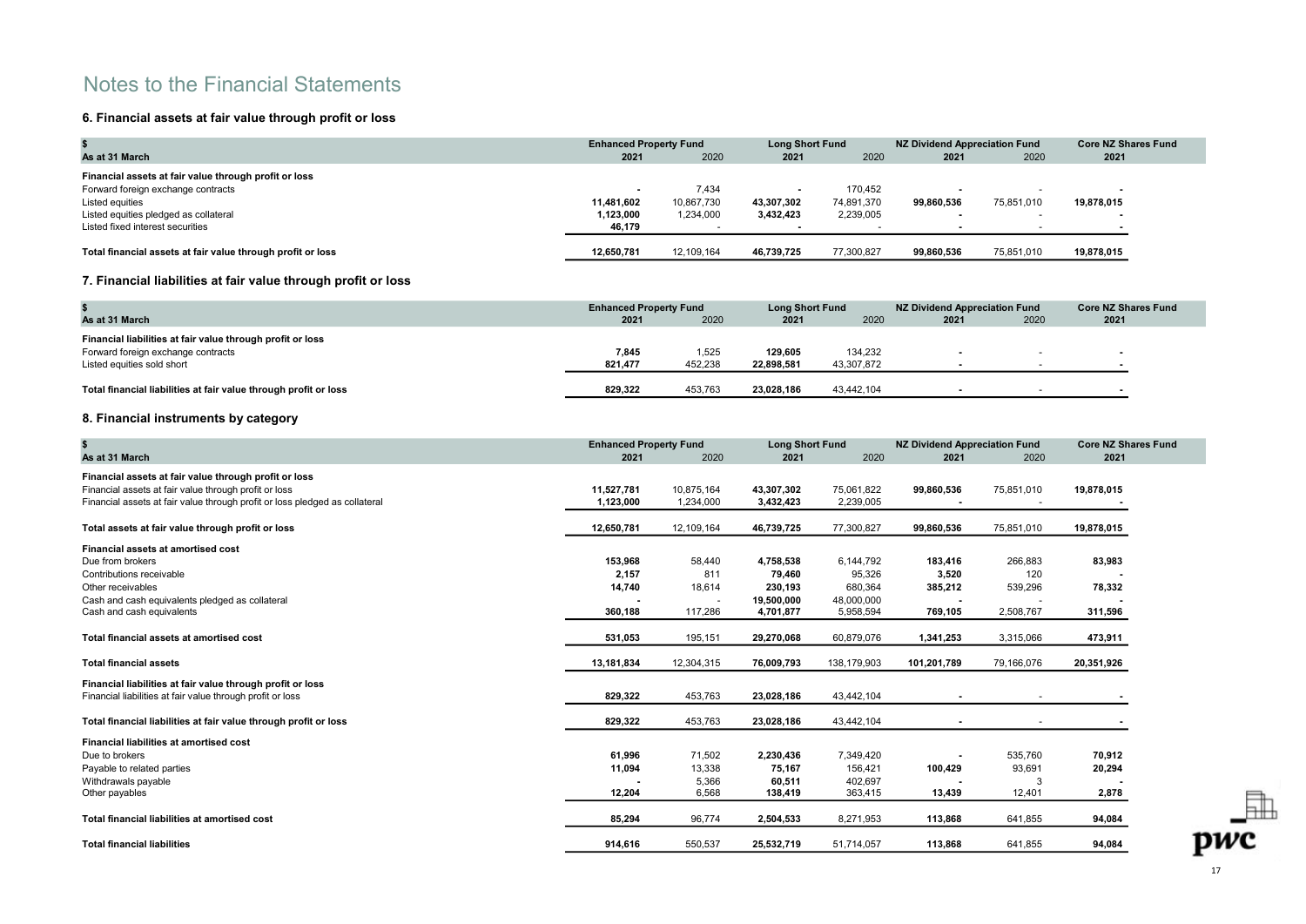# Notes to the Financial Statements

## 6. Financial assets at fair value through profit or loss

| $ | Enhanced Property Fund | | Long Short Fund | | NZ Dividend Appreciation Fund | | Core NZ Shares Fund |
|---|---|---|---|---|---|---|---|
| As at 31 March | 2021 | 2020 | 2021 | 2020 | 2021 | 2020 | 2021 |
| **Financial assets at fair value through profit or loss** | | | | | | | |
| Forward foreign exchange contracts | - | 7,434 | - | 170,452 | - | - | - |
| Listed equities | 11,481,602 | 10,867,730 | 43,307,302 | 74,891,370 | 99,860,536 | 75,851,010 | 19,878,015 |
| Listed equities pledged as collateral | 1,123,000 | 1,234,000 | 3,432,423 | 2,239,005 | - | - | - |
| Listed fixed interest securities | 46,179 | - | - | - | - | - | - |
| **Total financial assets at fair value through profit or loss** | **12,650,781** | 12,109,164 | **46,739,725** | 77,300,827 | **99,860,536** | 75,851,010 | **19,878,015** |

## 7. Financial liabilities at fair value through profit or loss

| $ | Enhanced Property Fund | | Long Short Fund | | NZ Dividend Appreciation Fund | | Core NZ Shares Fund |
|---|---|---|---|---|---|---|---|
| As at 31 March | 2021 | 2020 | 2021 | 2020 | 2021 | 2020 | 2021 |
| **Financial liabilities at fair value through profit or loss** | | | | | | | |
| Forward foreign exchange contracts | 7,845 | 1,525 | 129,605 | 134,232 | - | - | - |
| Listed equities sold short | 821,477 | 452,238 | 22,898,581 | 43,307,872 | - | - | - |
| **Total financial liabilities at fair value through profit or loss** | **829,322** | 453,763 | **23,028,186** | 43,442,104 | **-** | - | **-** |

## 8. Financial instruments by category

| $ | Enhanced Property Fund | | Long Short Fund | | NZ Dividend Appreciation Fund | | Core NZ Shares Fund |
|---|---|---|---|---|---|---|---|
| As at 31 March | 2021 | 2020 | 2021 | 2020 | 2021 | 2020 | 2021 |
| **Financial assets at fair value through profit or loss** | | | | | | | |
| Financial assets at fair value through profit or loss | 11,527,781 | 10,875,164 | 43,307,302 | 75,061,822 | 99,860,536 | 75,851,010 | 19,878,015 |
| Financial assets at fair value through profit or loss pledged as collateral | 1,123,000 | 1,234,000 | 3,432,423 | 2,239,005 | - | - | - |
| **Total assets at fair value through profit or loss** | **12,650,781** | 12,109,164 | **46,739,725** | 77,300,827 | **99,860,536** | 75,851,010 | **19,878,015** |
| **Financial assets at amortised cost** | | | | | | | |
| Due from brokers | 153,968 | 58,440 | 4,758,538 | 6,144,792 | 183,416 | 266,883 | 83,983 |
| Contributions receivable | 2,157 | 811 | 79,460 | 95,326 | 3,520 | 120 | - |
| Other receivables | 14,740 | 18,614 | 230,193 | 680,364 | 385,212 | 539,296 | 78,332 |
| Cash and cash equivalents pledged as collateral | - | - | 19,500,000 | 48,000,000 | - | - | - |
| Cash and cash equivalents | 360,188 | 117,286 | 4,701,877 | 5,958,594 | 769,105 | 2,508,767 | 311,596 |
| **Total financial assets at amortised cost** | **531,053** | 195,151 | **29,270,068** | 60,879,076 | **1,341,253** | 3,315,066 | **473,911** |
| **Total financial assets** | **13,181,834** | 12,304,315 | **76,009,793** | 138,179,903 | **101,201,789** | 79,166,076 | **20,351,926** |
| **Financial liabilities at fair value through profit or loss** | | | | | | | |
| Financial liabilities at fair value through profit or loss | 829,322 | 453,763 | 23,028,186 | 43,442,104 | - | - | - |
| **Total financial liabilities at fair value through profit or loss** | **829,322** | 453,763 | **23,028,186** | 43,442,104 | **-** | - | **-** |
| **Financial liabilities at amortised cost** | | | | | | | |
| Due to brokers | 61,996 | 71,502 | 2,230,436 | 7,349,420 | - | 535,760 | 70,912 |
| Payable to related parties | 11,094 | 13,338 | 75,167 | 156,421 | 100,429 | 93,691 | 20,294 |
| Withdrawals payable | - | 5,366 | 60,511 | 402,697 | - | 3 | - |
| Other payables | 12,204 | 6,568 | 138,419 | 363,415 | 13,439 | 12,401 | 2,878 |
| **Total financial liabilities at amortised cost** | **85,294** | 96,774 | **2,504,533** | 8,271,953 | **113,868** | 641,855 | **94,084** |
| **Total financial liabilities** | **914,616** | 550,537 | **25,532,719** | 51,714,057 | **113,868** | 641,855 | **94,084** |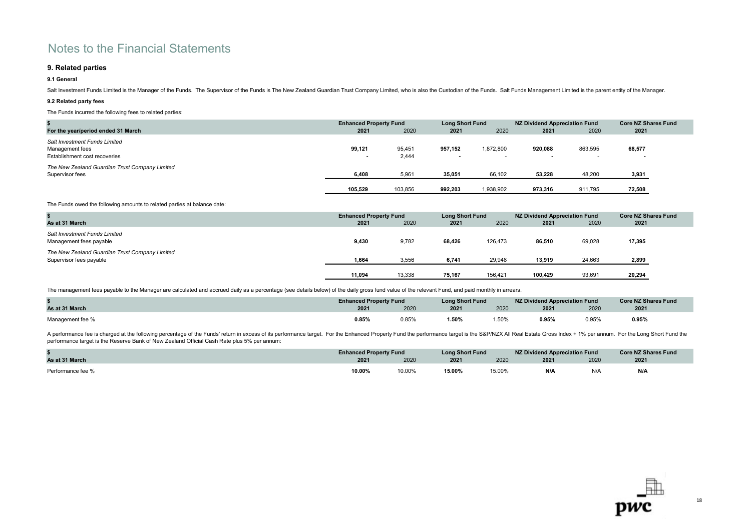# Notes to the Financial Statements

## 9. Related parties

### 9.1 General

Salt Investment Funds Limited is the Manager of the Funds. The Supervisor of the Funds is The New Zealand Guardian Trust Company Limited, who is also the Custodian of the Funds. Salt Funds Management Limited is the parent entity of the Manager.

### 9.2 Related party fees

The Funds incurred the following fees to related parties:

| $ | Enhanced Property Fund | | Long Short Fund | | NZ Dividend Appreciation Fund | | Core NZ Shares Fund |
|---|---|---|---|---|---|---|---|
| **For the year/period ended 31 March** | **2021** | 2020 | **2021** | 2020 | **2021** | 2020 | **2021** |
| *Salt Investment Funds Limited* | | | | | | | |
| Management fees | **99,121** | 95,451 | **957,152** | 1,872,800 | **920,088** | 863,595 | **68,577** |
| Establishment cost recoveries | **-** | 2,444 | **-** | - | **-** | - | **-** |
| *The New Zealand Guardian Trust Company Limited* | | | | | | | |
| Supervisor fees | **6,408** | 5,961 | **35,051** | 66,102 | **53,228** | 48,200 | **3,931** |
| | **105,529** | 103,856 | **992,203** | 1,938,902 | **973,316** | 911,795 | **72,508** |

The Funds owed the following amounts to related parties at balance date:

| $ | Enhanced Property Fund | | Long Short Fund | | NZ Dividend Appreciation Fund | | Core NZ Shares Fund |
|---|---|---|---|---|---|---|---|
| **As at 31 March** | **2021** | 2020 | **2021** | 2020 | **2021** | 2020 | **2021** |
| *Salt Investment Funds Limited* | | | | | | | |
| Management fees payable | **9,430** | 9,782 | **68,426** | 126,473 | **86,510** | 69,028 | **17,395** |
| *The New Zealand Guardian Trust Company Limited* | | | | | | | |
| Supervisor fees payable | **1,664** | 3,556 | **6,741** | 29,948 | **13,919** | 24,663 | **2,899** |
| | **11,094** | 13,338 | **75,167** | 156,421 | **100,429** | 93,691 | **20,294** |

The management fees payable to the Manager are calculated and accrued daily as a percentage (see details below) of the daily gross fund value of the relevant Fund, and paid monthly in arrears.

| $ | Enhanced Property Fund | | Long Short Fund | | NZ Dividend Appreciation Fund | | Core NZ Shares Fund |
|---|---|---|---|---|---|---|---|
| **As at 31 March** | **2021** | 2020 | **2021** | 2020 | **2021** | 2020 | **2021** |
| Management fee % | **0.85%** | 0.85% | **1.50%** | 1.50% | **0.95%** | 0.95% | **0.95%** |

A performance fee is charged at the following percentage of the Funds' return in excess of its performance target. For the Enhanced Property Fund the performance target is the S&P/NZX All Real Estate Gross Index + 1% per annum. For the Long Short Fund the performance target is the Reserve Bank of New Zealand Official Cash Rate plus 5% per annum:

| $ | Enhanced Property Fund | | Long Short Fund | | NZ Dividend Appreciation Fund | | Core NZ Shares Fund |
|---|---|---|---|---|---|---|---|
| **As at 31 March** | **2021** | 2020 | **2021** | 2020 | **2021** | 2020 | **2021** |
| Performance fee % | **10.00%** | 10.00% | **15.00%** | 15.00% | **N/A** | N/A | **N/A** |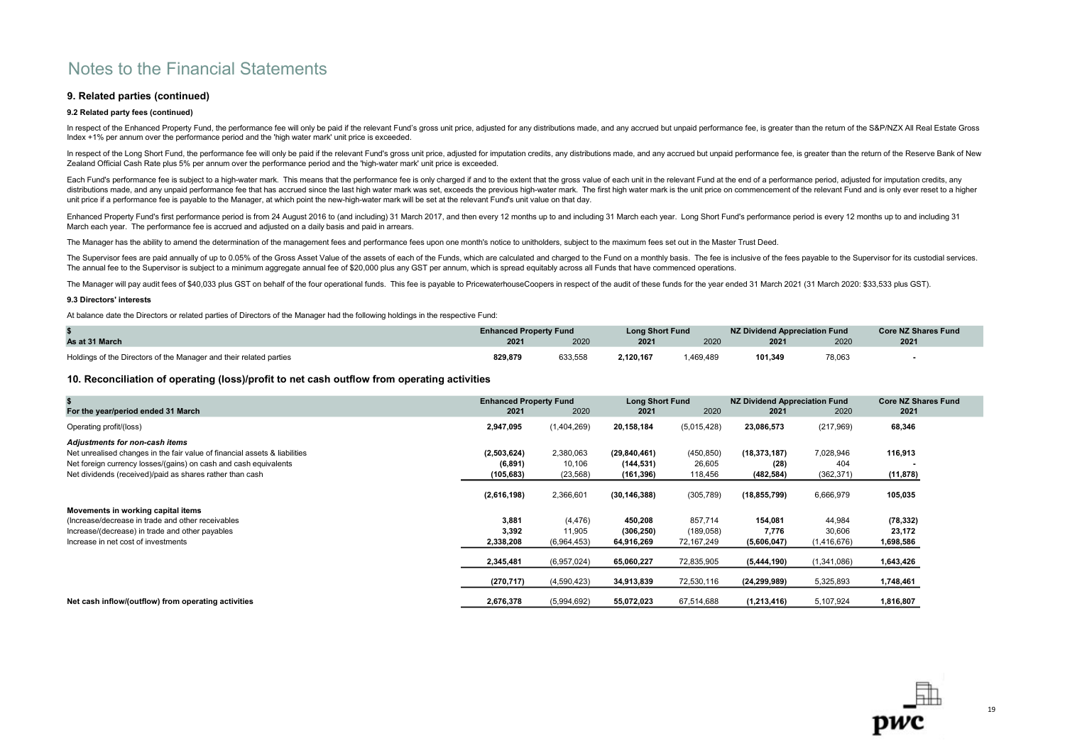# Notes to the Financial Statements

## 9. Related parties (continued)

### 9.2 Related party fees (continued)

In respect of the Enhanced Property Fund, the performance fee will only be paid if the relevant Fund's gross unit price, adjusted for any distributions made, and any accrued but unpaid performance fee, is greater than the return of the S&P/NZX All Real Estate Gross Index +1% per annum over the performance period and the 'high water mark' unit price is exceeded.

In respect of the Long Short Fund, the performance fee will only be paid if the relevant Fund's gross unit price, adjusted for imputation credits, any distributions made, and any accrued but unpaid performance fee, is greater than the return of the Reserve Bank of New Zealand Official Cash Rate plus 5% per annum over the performance period and the 'high-water mark' unit price is exceeded.

Each Fund's performance fee is subject to a high-water mark. This means that the performance fee is only charged if and to the extent that the gross value of each unit in the relevant Fund at the end of a performance period, adjusted for imputation credits, any distributions made, and any unpaid performance fee that has accrued since the last high water mark was set, exceeds the previous high-water mark. The first high water mark is the unit price on commencement of the relevant Fund and is only ever reset to a higher unit price if a performance fee is payable to the Manager, at which point the new-high-water mark will be set at the relevant Fund's unit value on that day.

Enhanced Property Fund's first performance period is from 24 August 2016 to (and including) 31 March 2017, and then every 12 months up to and including 31 March each year. Long Short Fund's performance period is every 12 months up to and including 31 March each year. The performance fee is accrued and adjusted on a daily basis and paid in arrears.

The Manager has the ability to amend the determination of the management fees and performance fees upon one month's notice to unitholders, subject to the maximum fees set out in the Master Trust Deed.

The Supervisor fees are paid annually of up to 0.05% of the Gross Asset Value of the assets of each of the Funds, which are calculated and charged to the Fund on a monthly basis. The fee is inclusive of the fees payable to the Supervisor for its custodial services. The annual fee to the Supervisor is subject to a minimum aggregate annual fee of $20,000 plus any GST per annum, which is spread equitably across all Funds that have commenced operations.

The Manager will pay audit fees of $40,033 plus GST on behalf of the four operational funds. This fee is payable to PricewaterhouseCoopers in respect of the audit of these funds for the year ended 31 March 2021 (31 March 2020: $33,533 plus GST).

### 9.3 Directors' interests

At balance date the Directors or related parties of Directors of the Manager had the following holdings in the respective Fund:

| $ | Enhanced Property Fund | | Long Short Fund | | NZ Dividend Appreciation Fund | | Core NZ Shares Fund |
|---|---|---|---|---|---|---|---|
| **As at 31 March** | **2021** | 2020 | **2021** | 2020 | **2021** | 2020 | **2021** |
| Holdings of the Directors of the Manager and their related parties | **829,879** | 633,558 | **2,120,167** | 1,469,489 | **101,349** | 78,063 | **-** |

## 10. Reconciliation of operating (loss)/profit to net cash outflow from operating activities

| $ | Enhanced Property Fund | | Long Short Fund | | NZ Dividend Appreciation Fund | | Core NZ Shares Fund |
|---|---|---|---|---|---|---|---|
| **For the year/period ended 31 March** | **2021** | 2020 | **2021** | 2020 | **2021** | 2020 | **2021** |
| Operating profit/(loss) | **2,947,095** | (1,404,269) | **20,158,184** | (5,015,428) | **23,086,573** | (217,969) | **68,346** |
| ***Adjustments for non-cash items*** | | | | | | | |
| Net unrealised changes in the fair value of financial assets & liabilities | **(2,503,624)** | 2,380,063 | **(29,840,461)** | (450,850) | **(18,373,187)** | 7,028,946 | **116,913** |
| Net foreign currency losses/(gains) on cash and cash equivalents | **(6,891)** | 10,106 | **(144,531)** | 26,605 | **(28)** | 404 | **-** |
| Net dividends (received)/paid as shares rather than cash | **(105,683)** | (23,568) | **(161,396)** | 118,456 | **(482,584)** | (362,371) | **(11,878)** |
| | **(2,616,198)** | 2,366,601 | **(30,146,388)** | (305,789) | **(18,855,799)** | 6,666,979 | **105,035** |
| **Movements in working capital items** | | | | | | | |
| (Increase/decrease in trade and other receivables | **3,881** | (4,476) | **450,208** | 857,714 | **154,081** | 44,984 | **(78,332)** |
| Increase/(decrease) in trade and other payables | **3,392** | 11,905 | **(306,250)** | (189,058) | **7,776** | 30,606 | **23,172** |
| Increase in net cost of investments | **2,338,208** | (6,964,453) | **64,916,269** | 72,167,249 | **(5,606,047)** | (1,416,676) | **1,698,586** |
| | **2,345,481** | (6,957,024) | **65,060,227** | 72,835,905 | **(5,444,190)** | (1,341,086) | **1,643,426** |
| | **(270,717)** | (4,590,423) | **34,913,839** | 72,530,116 | **(24,299,989)** | 5,325,893 | **1,748,461** |
| **Net cash inflow/(outflow) from operating activities** | **2,676,378** | (5,994,692) | **55,072,023** | 67,514,688 | **(1,213,416)** | 5,107,924 | **1,816,807** |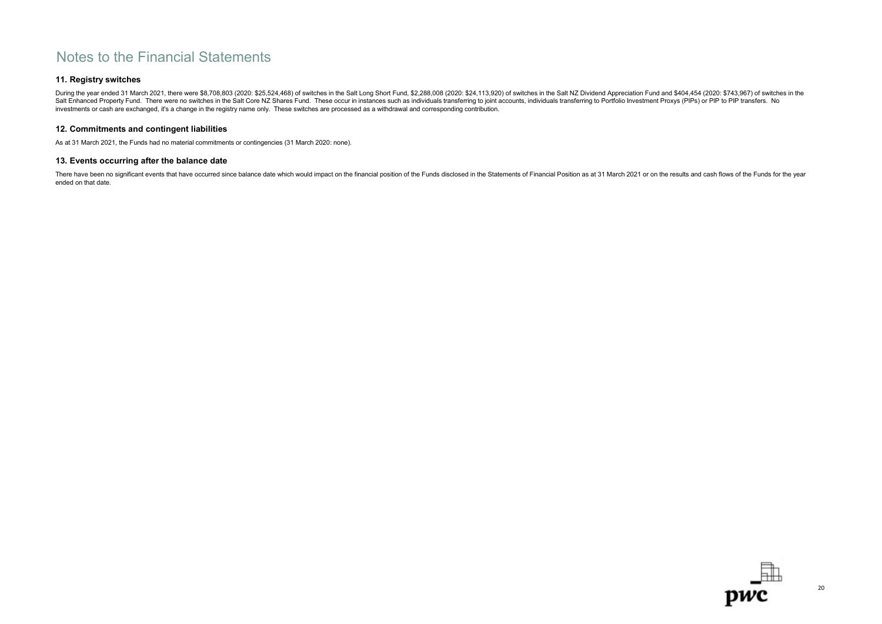# Notes to the Financial Statements

## 11. Registry switches

During the year ended 31 March 2021, there were $8,708,803 (2020: $25,524,468) of switches in the Salt Long Short Fund, $2,288,008 (2020: $24,113,920) of switches in the Salt NZ Dividend Appreciation Fund and $404,454 (2020: $743,967) of switches in the Salt Enhanced Property Fund. There were no switches in the Salt Core NZ Shares Fund. These occur in instances such as individuals transferring to joint accounts, individuals transferring to Portfolio Investment Proxys (PIPs) or PIP to PIP transfers. No investments or cash are exchanged, it's a change in the registry name only. These switches are processed as a withdrawal and corresponding contribution.

## 12. Commitments and contingent liabilities

As at 31 March 2021, the Funds had no material commitments or contingencies (31 March 2020: none).

## 13. Events occurring after the balance date

There have been no significant events that have occurred since balance date which would impact on the financial position of the Funds disclosed in the Statements of Financial Position as at 31 March 2021 or on the results and cash flows of the Funds for the year ended on that date.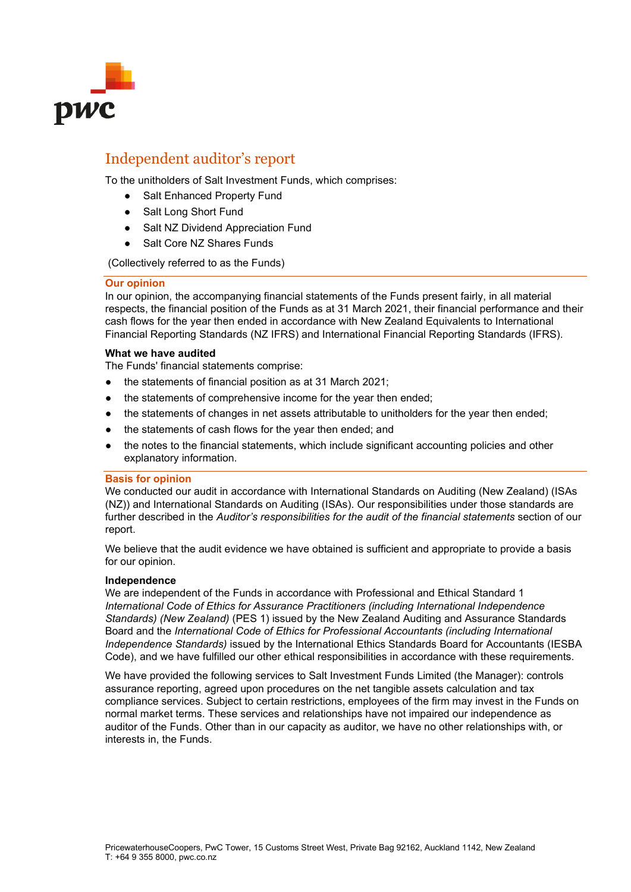# Independent auditor's report

To the unitholders of Salt Investment Funds, which comprises:

- Salt Enhanced Property Fund
- Salt Long Short Fund
- Salt NZ Dividend Appreciation Fund
- Salt Core NZ Shares Funds

(Collectively referred to as the Funds)

## Our opinion

In our opinion, the accompanying financial statements of the Funds present fairly, in all material respects, the financial position of the Funds as at 31 March 2021, their financial performance and their cash flows for the year then ended in accordance with New Zealand Equivalents to International Financial Reporting Standards (NZ IFRS) and International Financial Reporting Standards (IFRS).

### What we have audited

The Funds' financial statements comprise:

- the statements of financial position as at 31 March 2021;
- the statements of comprehensive income for the year then ended;
- the statements of changes in net assets attributable to unitholders for the year then ended;
- the statements of cash flows for the year then ended; and
- the notes to the financial statements, which include significant accounting policies and other explanatory information.

## Basis for opinion

We conducted our audit in accordance with International Standards on Auditing (New Zealand) (ISAs (NZ)) and International Standards on Auditing (ISAs). Our responsibilities under those standards are further described in the *Auditor's responsibilities for the audit of the financial statements* section of our report.

We believe that the audit evidence we have obtained is sufficient and appropriate to provide a basis for our opinion.

### Independence

We are independent of the Funds in accordance with Professional and Ethical Standard 1 *International Code of Ethics for Assurance Practitioners (including International Independence Standards) (New Zealand)* (PES 1) issued by the New Zealand Auditing and Assurance Standards Board and the *International Code of Ethics for Professional Accountants (including International Independence Standards)* issued by the International Ethics Standards Board for Accountants (IESBA Code), and we have fulfilled our other ethical responsibilities in accordance with these requirements.

We have provided the following services to Salt Investment Funds Limited (the Manager): controls assurance reporting, agreed upon procedures on the net tangible assets calculation and tax compliance services. Subject to certain restrictions, employees of the firm may invest in the Funds on normal market terms. These services and relationships have not impaired our independence as auditor of the Funds. Other than in our capacity as auditor, we have no other relationships with, or interests in, the Funds.

PricewaterhouseCoopers, PwC Tower, 15 Customs Street West, Private Bag 92162, Auckland 1142, New Zealand
T: +64 9 355 8000, pwc.co.nz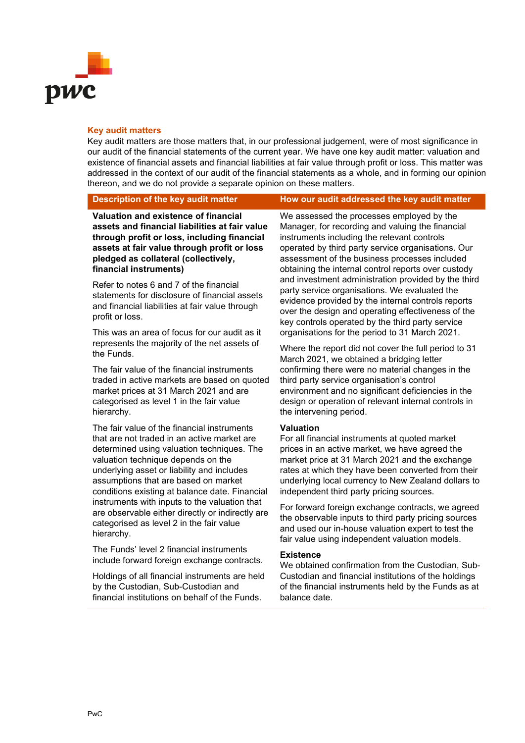## Key audit matters

Key audit matters are those matters that, in our professional judgement, were of most significance in our audit of the financial statements of the current year. We have one key audit matter: valuation and existence of financial assets and financial liabilities at fair value through profit or loss. This matter was addressed in the context of our audit of the financial statements as a whole, and in forming our opinion thereon, and we do not provide a separate opinion on these matters.

| Description of the key audit matter | How our audit addressed the key audit matter |
|---|---|
| **Valuation and existence of financial assets and financial liabilities at fair value through profit or loss, including financial assets at fair value through profit or loss pledged as collateral (collectively, financial instruments)**<br><br>Refer to notes 6 and 7 of the financial statements for disclosure of financial assets and financial liabilities at fair value through profit or loss.<br><br>This was an area of focus for our audit as it represents the majority of the net assets of the Funds.<br><br>The fair value of the financial instruments traded in active markets are based on quoted market prices at 31 March 2021 and are categorised as level 1 in the fair value hierarchy.<br><br>The fair value of the financial instruments that are not traded in an active market are determined using valuation techniques. The valuation technique depends on the underlying asset or liability and includes assumptions that are based on market conditions existing at balance date. Financial instruments with inputs to the valuation that are observable either directly or indirectly are categorised as level 2 in the fair value hierarchy.<br><br>The Funds' level 2 financial instruments include forward foreign exchange contracts.<br><br>Holdings of all financial instruments are held by the Custodian, Sub-Custodian and financial institutions on behalf of the Funds. | We assessed the processes employed by the Manager, for recording and valuing the financial instruments including the relevant controls operated by third party service organisations. Our assessment of the business processes included obtaining the internal control reports over custody and investment administration provided by the third party service organisations. We evaluated the evidence provided by the internal controls reports over the design and operating effectiveness of the key controls operated by the third party service organisations for the period to 31 March 2021.<br><br>Where the report did not cover the full period to 31 March 2021, we obtained a bridging letter confirming there were no material changes in the third party service organisation's control environment and no significant deficiencies in the design or operation of relevant internal controls in the intervening period.<br><br>**Valuation**<br>For all financial instruments at quoted market prices in an active market, we have agreed the market price at 31 March 2021 and the exchange rates at which they have been converted from their underlying local currency to New Zealand dollars to independent third party pricing sources.<br><br>For forward foreign exchange contracts, we agreed the observable inputs to third party pricing sources and used our in-house valuation expert to test the fair value using independent valuation models.<br><br>**Existence**<br>We obtained confirmation from the Custodian, Sub-Custodian and financial institutions of the holdings of the financial instruments held by the Funds as at balance date. |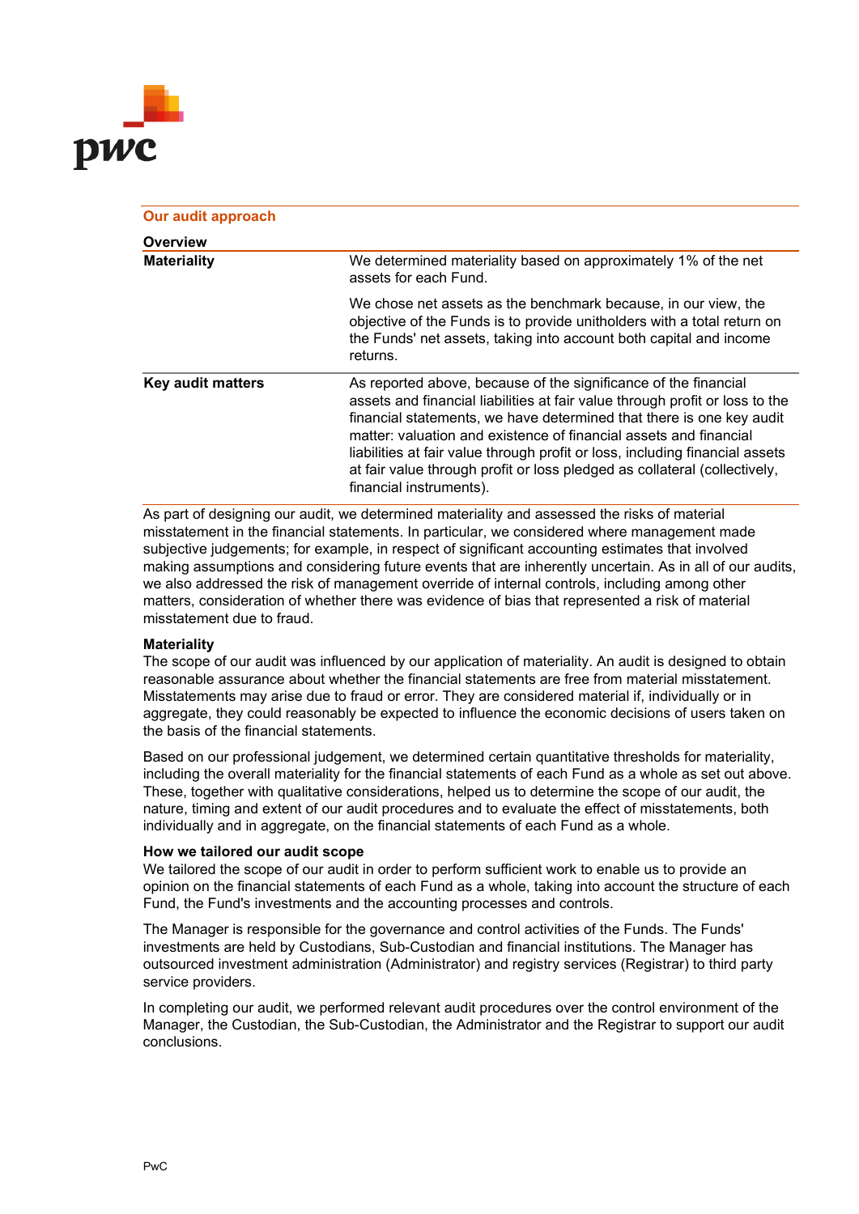## Our audit approach

### Overview

| | |
|---|---|
| **Materiality** | We determined materiality based on approximately 1% of the net assets for each Fund.<br><br>We chose net assets as the benchmark because, in our view, the objective of the Funds is to provide unitholders with a total return on the Funds' net assets, taking into account both capital and income returns. |
| **Key audit matters** | As reported above, because of the significance of the financial assets and financial liabilities at fair value through profit or loss to the financial statements, we have determined that there is one key audit matter: valuation and existence of financial assets and financial liabilities at fair value through profit or loss, including financial assets at fair value through profit or loss pledged as collateral (collectively, financial instruments). |

As part of designing our audit, we determined materiality and assessed the risks of material misstatement in the financial statements. In particular, we considered where management made subjective judgements; for example, in respect of significant accounting estimates that involved making assumptions and considering future events that are inherently uncertain. As in all of our audits, we also addressed the risk of management override of internal controls, including among other matters, consideration of whether there was evidence of bias that represented a risk of material misstatement due to fraud.

**Materiality**
The scope of our audit was influenced by our application of materiality. An audit is designed to obtain reasonable assurance about whether the financial statements are free from material misstatement. Misstatements may arise due to fraud or error. They are considered material if, individually or in aggregate, they could reasonably be expected to influence the economic decisions of users taken on the basis of the financial statements.

Based on our professional judgement, we determined certain quantitative thresholds for materiality, including the overall materiality for the financial statements of each Fund as a whole as set out above. These, together with qualitative considerations, helped us to determine the scope of our audit, the nature, timing and extent of our audit procedures and to evaluate the effect of misstatements, both individually and in aggregate, on the financial statements of each Fund as a whole.

**How we tailored our audit scope**
We tailored the scope of our audit in order to perform sufficient work to enable us to provide an opinion on the financial statements of each Fund as a whole, taking into account the structure of each Fund, the Fund's investments and the accounting processes and controls.

The Manager is responsible for the governance and control activities of the Funds. The Funds' investments are held by Custodians, Sub-Custodian and financial institutions. The Manager has outsourced investment administration (Administrator) and registry services (Registrar) to third party service providers.

In completing our audit, we performed relevant audit procedures over the control environment of the Manager, the Custodian, the Sub-Custodian, the Administrator and the Registrar to support our audit conclusions.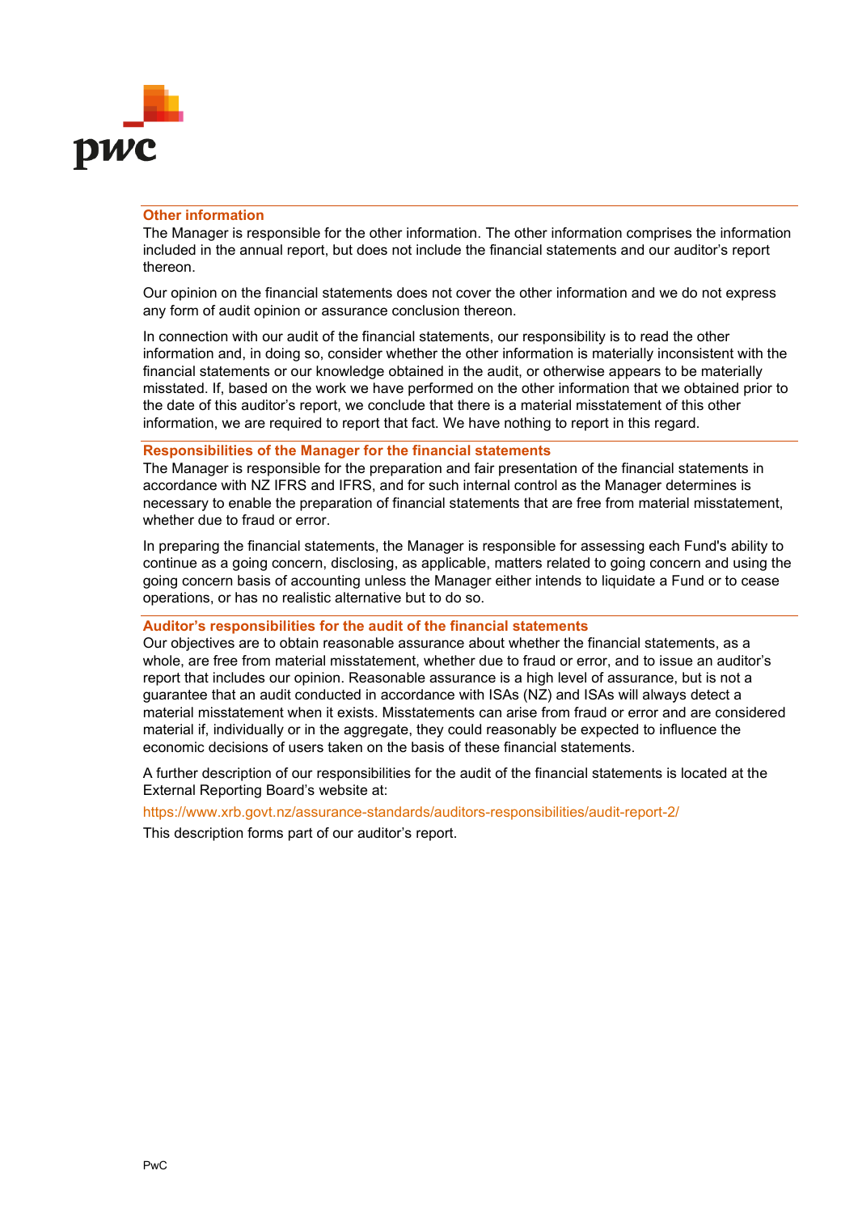## Other information

The Manager is responsible for the other information. The other information comprises the information included in the annual report, but does not include the financial statements and our auditor's report thereon.

Our opinion on the financial statements does not cover the other information and we do not express any form of audit opinion or assurance conclusion thereon.

In connection with our audit of the financial statements, our responsibility is to read the other information and, in doing so, consider whether the other information is materially inconsistent with the financial statements or our knowledge obtained in the audit, or otherwise appears to be materially misstated. If, based on the work we have performed on the other information that we obtained prior to the date of this auditor's report, we conclude that there is a material misstatement of this other information, we are required to report that fact. We have nothing to report in this regard.

## Responsibilities of the Manager for the financial statements

The Manager is responsible for the preparation and fair presentation of the financial statements in accordance with NZ IFRS and IFRS, and for such internal control as the Manager determines is necessary to enable the preparation of financial statements that are free from material misstatement, whether due to fraud or error.

In preparing the financial statements, the Manager is responsible for assessing each Fund's ability to continue as a going concern, disclosing, as applicable, matters related to going concern and using the going concern basis of accounting unless the Manager either intends to liquidate a Fund or to cease operations, or has no realistic alternative but to do so.

## Auditor's responsibilities for the audit of the financial statements

Our objectives are to obtain reasonable assurance about whether the financial statements, as a whole, are free from material misstatement, whether due to fraud or error, and to issue an auditor's report that includes our opinion. Reasonable assurance is a high level of assurance, but is not a guarantee that an audit conducted in accordance with ISAs (NZ) and ISAs will always detect a material misstatement when it exists. Misstatements can arise from fraud or error and are considered material if, individually or in the aggregate, they could reasonably be expected to influence the economic decisions of users taken on the basis of these financial statements.

A further description of our responsibilities for the audit of the financial statements is located at the External Reporting Board's website at:

https://www.xrb.govt.nz/assurance-standards/auditors-responsibilities/audit-report-2/

This description forms part of our auditor's report.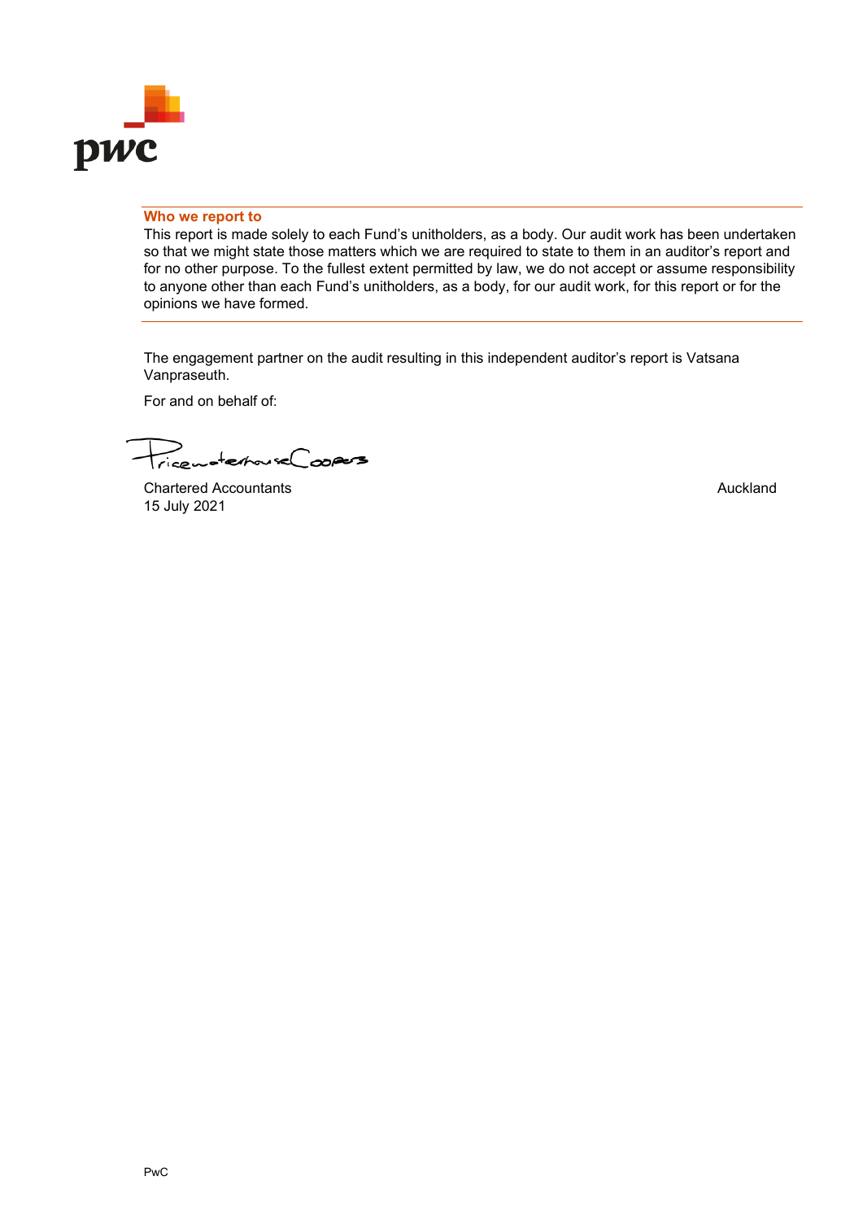### Who we report to

This report is made solely to each Fund's unitholders, as a body. Our audit work has been undertaken so that we might state those matters which we are required to state to them in an auditor's report and for no other purpose. To the fullest extent permitted by law, we do not accept or assume responsibility to anyone other than each Fund's unitholders, as a body, for our audit work, for this report or for the opinions we have formed.

The engagement partner on the audit resulting in this independent auditor's report is Vatsana Vanpraseuth.

For and on behalf of:

PricewaterhouseCoopers

Chartered Accountants
15 July 2021

Auckland